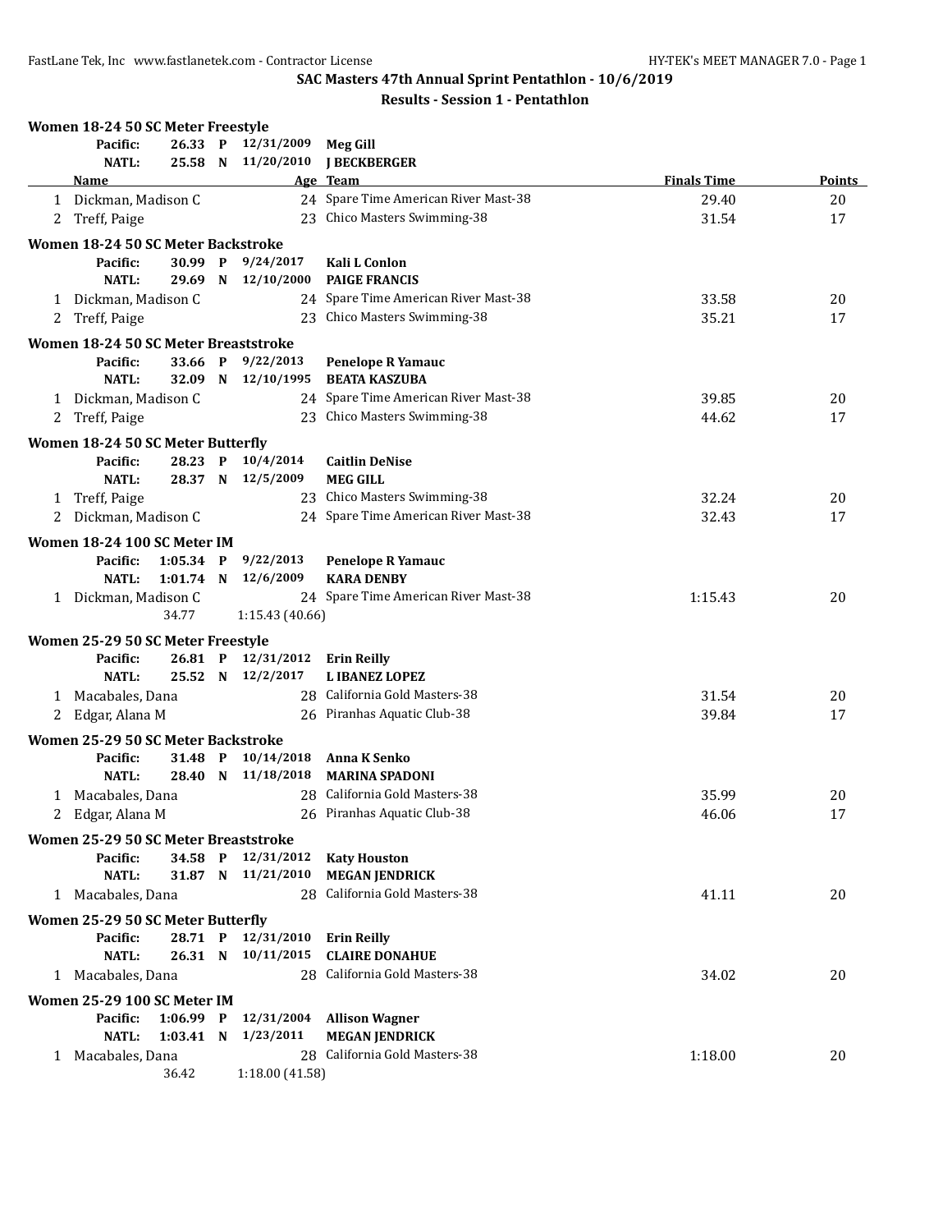SAC Masters 47th Annual Sprint Pentathlon - 10/6/2019

**Results - Session 1 - Pentathlon**

### Women 18-24 50 SC Meter Freestyle

Pacific: 26.33 P 12/31/2009 Meg Gill
NATL: 25.58 N 11/20/2010 J BECKBERGER

| | Name | Age | Team | Finals Time | Points |
|---|---|---|---|---|---|
| 1 | Dickman, Madison C | 24 | Spare Time American River Mast-38 | 29.40 | 20 |
| 2 | Treff, Paige | 23 | Chico Masters Swimming-38 | 31.54 | 17 |

### Women 18-24 50 SC Meter Backstroke

Pacific: 30.99 P 9/24/2017 Kali L Conlon
NATL: 29.69 N 12/10/2000 PAIGE FRANCIS

| | Name | Age | Team | Finals Time | Points |
|---|---|---|---|---|---|
| 1 | Dickman, Madison C | 24 | Spare Time American River Mast-38 | 33.58 | 20 |
| 2 | Treff, Paige | 23 | Chico Masters Swimming-38 | 35.21 | 17 |

### Women 18-24 50 SC Meter Breaststroke

Pacific: 33.66 P 9/22/2013 Penelope R Yamauc
NATL: 32.09 N 12/10/1995 BEATA KASZUBA

| | Name | Age | Team | Finals Time | Points |
|---|---|---|---|---|---|
| 1 | Dickman, Madison C | 24 | Spare Time American River Mast-38 | 39.85 | 20 |
| 2 | Treff, Paige | 23 | Chico Masters Swimming-38 | 44.62 | 17 |

### Women 18-24 50 SC Meter Butterfly

Pacific: 28.23 P 10/4/2014 Caitlin DeNise
NATL: 28.37 N 12/5/2009 MEG GILL

| | Name | Age | Team | Finals Time | Points |
|---|---|---|---|---|---|
| 1 | Treff, Paige | 23 | Chico Masters Swimming-38 | 32.24 | 20 |
| 2 | Dickman, Madison C | 24 | Spare Time American River Mast-38 | 32.43 | 17 |

### Women 18-24 100 SC Meter IM

Pacific: 1:05.34 P 9/22/2013 Penelope R Yamauc
NATL: 1:01.74 N 12/6/2009 KARA DENBY

| | Name | Age | Team | Finals Time | Points |
|---|---|---|---|---|---|
| 1 | Dickman, Madison C | 24 | Spare Time American River Mast-38 | 1:15.43 | 20 |
| | 34.77 | 1:15.43 (40.66) | | | |

### Women 25-29 50 SC Meter Freestyle

Pacific: 26.81 P 12/31/2012 Erin Reilly
NATL: 25.52 N 12/2/2017 L IBANEZ LOPEZ

| | Name | Age | Team | Finals Time | Points |
|---|---|---|---|---|---|
| 1 | Macabales, Dana | 28 | California Gold Masters-38 | 31.54 | 20 |
| 2 | Edgar, Alana M | 26 | Piranhas Aquatic Club-38 | 39.84 | 17 |

### Women 25-29 50 SC Meter Backstroke

Pacific: 31.48 P 10/14/2018 Anna K Senko
NATL: 28.40 N 11/18/2018 MARINA SPADONI

| | Name | Age | Team | Finals Time | Points |
|---|---|---|---|---|---|
| 1 | Macabales, Dana | 28 | California Gold Masters-38 | 35.99 | 20 |
| 2 | Edgar, Alana M | 26 | Piranhas Aquatic Club-38 | 46.06 | 17 |

### Women 25-29 50 SC Meter Breaststroke

Pacific: 34.58 P 12/31/2012 Katy Houston
NATL: 31.87 N 11/21/2010 MEGAN JENDRICK

| | Name | Age | Team | Finals Time | Points |
|---|---|---|---|---|---|
| 1 | Macabales, Dana | 28 | California Gold Masters-38 | 41.11 | 20 |

### Women 25-29 50 SC Meter Butterfly

Pacific: 28.71 P 12/31/2010 Erin Reilly
NATL: 26.31 N 10/11/2015 CLAIRE DONAHUE

| | Name | Age | Team | Finals Time | Points |
|---|---|---|---|---|---|
| 1 | Macabales, Dana | 28 | California Gold Masters-38 | 34.02 | 20 |

### Women 25-29 100 SC Meter IM

Pacific: 1:06.99 P 12/31/2004 Allison Wagner
NATL: 1:03.41 N 1/23/2011 MEGAN JENDRICK

| | Name | Age | Team | Finals Time | Points |
|---|---|---|---|---|---|
| 1 | Macabales, Dana | 28 | California Gold Masters-38 | 1:18.00 | 20 |
| | 36.42 | 1:18.00 (41.58) | | | |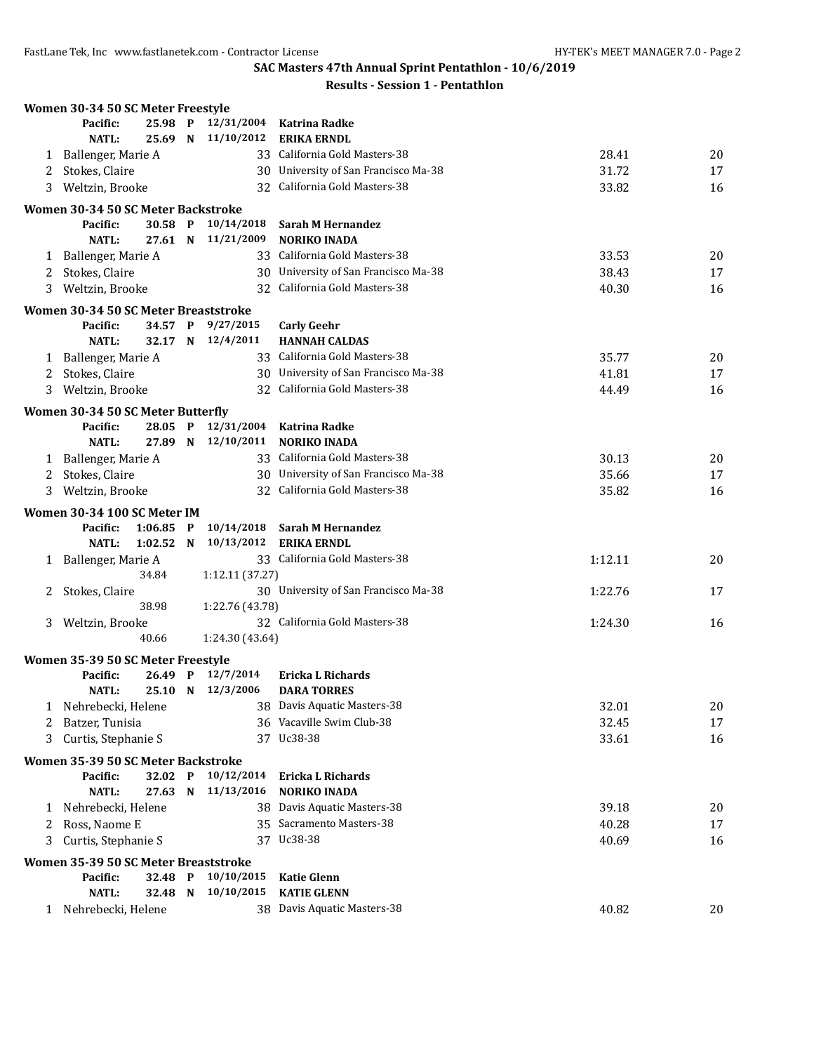### SAC Masters 47th Annual Sprint Pentathlon - 10/6/2019

#### Results - Session 1 - Pentathlon

**Women 30-34 50 SC Meter Freestyle**

| | Name | Age | Team | Time | Points |
|---|---|---|---|---|---|
| | **Pacific:** 25.98 P | 12/31/2004 | **Katrina Radke** | | |
| | **NATL:** 25.69 N | 11/10/2012 | **ERIKA ERNDL** | | |
| 1 | Ballenger, Marie A | 33 | California Gold Masters-38 | 28.41 | 20 |
| 2 | Stokes, Claire | 30 | University of San Francisco Ma-38 | 31.72 | 17 |
| 3 | Weltzin, Brooke | 32 | California Gold Masters-38 | 33.82 | 16 |

**Women 30-34 50 SC Meter Backstroke**

| | Name | Age | Team | Time | Points |
|---|---|---|---|---|---|
| | **Pacific:** 30.58 P | 10/14/2018 | **Sarah M Hernandez** | | |
| | **NATL:** 27.61 N | 11/21/2009 | **NORIKO INADA** | | |
| 1 | Ballenger, Marie A | 33 | California Gold Masters-38 | 33.53 | 20 |
| 2 | Stokes, Claire | 30 | University of San Francisco Ma-38 | 38.43 | 17 |
| 3 | Weltzin, Brooke | 32 | California Gold Masters-38 | 40.30 | 16 |

**Women 30-34 50 SC Meter Breaststroke**

| | Name | Age | Team | Time | Points |
|---|---|---|---|---|---|
| | **Pacific:** 34.57 P | 9/27/2015 | **Carly Geehr** | | |
| | **NATL:** 32.17 N | 12/4/2011 | **HANNAH CALDAS** | | |
| 1 | Ballenger, Marie A | 33 | California Gold Masters-38 | 35.77 | 20 |
| 2 | Stokes, Claire | 30 | University of San Francisco Ma-38 | 41.81 | 17 |
| 3 | Weltzin, Brooke | 32 | California Gold Masters-38 | 44.49 | 16 |

**Women 30-34 50 SC Meter Butterfly**

| | Name | Age | Team | Time | Points |
|---|---|---|---|---|---|
| | **Pacific:** 28.05 P | 12/31/2004 | **Katrina Radke** | | |
| | **NATL:** 27.89 N | 12/10/2011 | **NORIKO INADA** | | |
| 1 | Ballenger, Marie A | 33 | California Gold Masters-38 | 30.13 | 20 |
| 2 | Stokes, Claire | 30 | University of San Francisco Ma-38 | 35.66 | 17 |
| 3 | Weltzin, Brooke | 32 | California Gold Masters-38 | 35.82 | 16 |

**Women 30-34 100 SC Meter IM**

| | Name | Age | Team | Time | Points |
|---|---|---|---|---|---|
| | **Pacific:** 1:06.85 P | 10/14/2018 | **Sarah M Hernandez** | | |
| | **NATL:** 1:02.52 N | 10/13/2012 | **ERIKA ERNDL** | | |
| 1 | Ballenger, Marie A | 33 | California Gold Masters-38 | 1:12.11 | 20 |
| | 34.84 | 1:12.11 (37.27) | | | |
| 2 | Stokes, Claire | 30 | University of San Francisco Ma-38 | 1:22.76 | 17 |
| | 38.98 | 1:22.76 (43.78) | | | |
| 3 | Weltzin, Brooke | 32 | California Gold Masters-38 | 1:24.30 | 16 |
| | 40.66 | 1:24.30 (43.64) | | | |

**Women 35-39 50 SC Meter Freestyle**

| | Name | Age | Team | Time | Points |
|---|---|---|---|---|---|
| | **Pacific:** 26.49 P | 12/7/2014 | **Ericka L Richards** | | |
| | **NATL:** 25.10 N | 12/3/2006 | **DARA TORRES** | | |
| 1 | Nehrebecki, Helene | 38 | Davis Aquatic Masters-38 | 32.01 | 20 |
| 2 | Batzer, Tunisia | 36 | Vacaville Swim Club-38 | 32.45 | 17 |
| 3 | Curtis, Stephanie S | 37 | Uc38-38 | 33.61 | 16 |

**Women 35-39 50 SC Meter Backstroke**

| | Name | Age | Team | Time | Points |
|---|---|---|---|---|---|
| | **Pacific:** 32.02 P | 10/12/2014 | **Ericka L Richards** | | |
| | **NATL:** 27.63 N | 11/13/2016 | **NORIKO INADA** | | |
| 1 | Nehrebecki, Helene | 38 | Davis Aquatic Masters-38 | 39.18 | 20 |
| 2 | Ross, Naome E | 35 | Sacramento Masters-38 | 40.28 | 17 |
| 3 | Curtis, Stephanie S | 37 | Uc38-38 | 40.69 | 16 |

**Women 35-39 50 SC Meter Breaststroke**

| | Name | Age | Team | Time | Points |
|---|---|---|---|---|---|
| | **Pacific:** 32.48 P | 10/10/2015 | **Katie Glenn** | | |
| | **NATL:** 32.48 N | 10/10/2015 | **KATIE GLENN** | | |
| 1 | Nehrebecki, Helene | 38 | Davis Aquatic Masters-38 | 40.82 | 20 |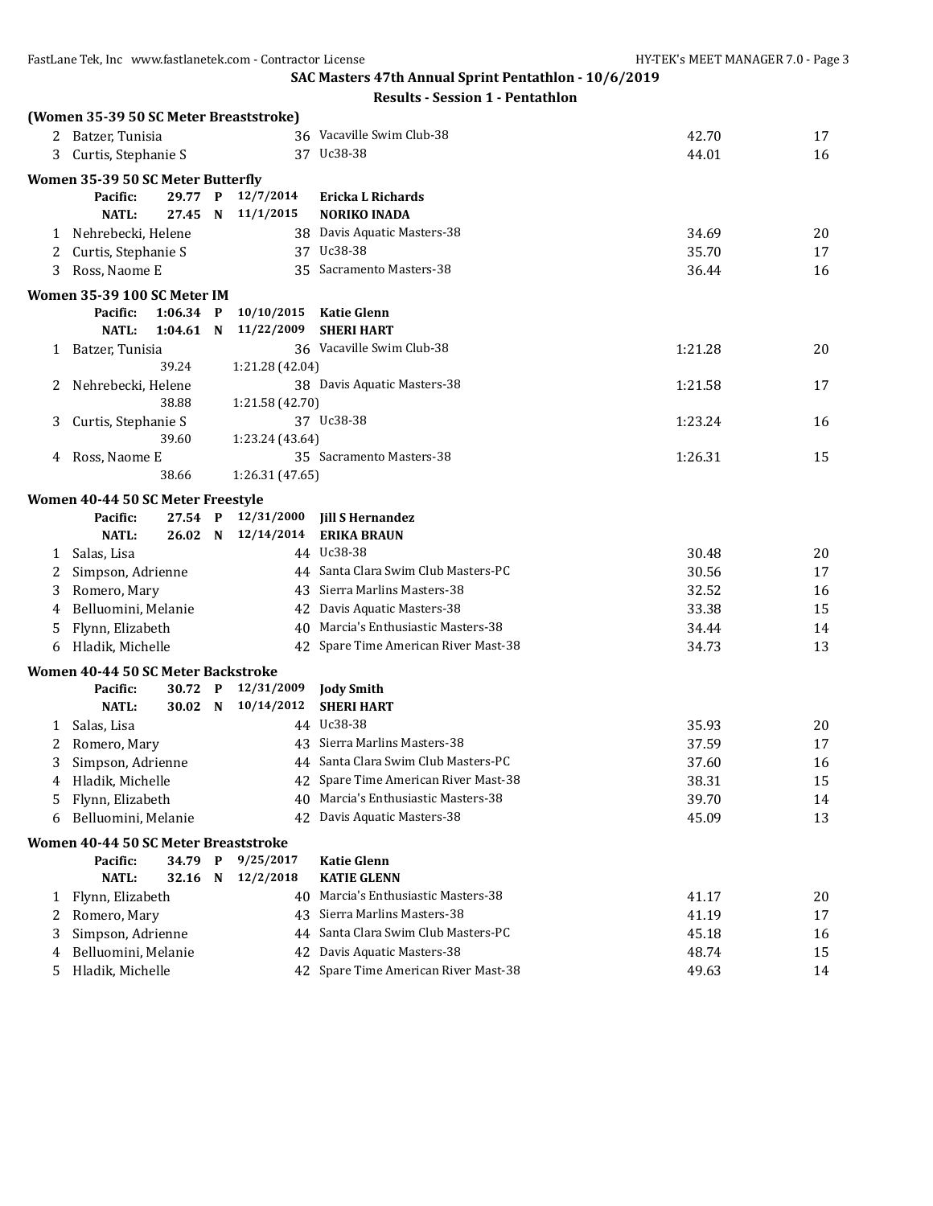## SAC Masters 47th Annual Sprint Pentathlon - 10/6/2019

### Results - Session 1 - Pentathlon

**(Women 35-39 50 SC Meter Breaststroke)**

| Place | Name | Age | Team | Time | Points |
|---|---|---|---|---|---|
| 2 | Batzer, Tunisia | 36 | Vacaville Swim Club-38 | 42.70 | 17 |
| 3 | Curtis, Stephanie S | 37 | Uc38-38 | 44.01 | 16 |

**Women 35-39 50 SC Meter Butterfly**

Pacific: 29.77 P 12/7/2014 **Ericka L Richards**
NATL: 27.45 N 11/1/2015 **NORIKO INADA**

| Place | Name | Age | Team | Time | Points |
|---|---|---|---|---|---|
| 1 | Nehrebecki, Helene | 38 | Davis Aquatic Masters-38 | 34.69 | 20 |
| 2 | Curtis, Stephanie S | 37 | Uc38-38 | 35.70 | 17 |
| 3 | Ross, Naome E | 35 | Sacramento Masters-38 | 36.44 | 16 |

**Women 35-39 100 SC Meter IM**

Pacific: 1:06.34 P 10/10/2015 **Katie Glenn**
NATL: 1:04.61 N 11/22/2009 **SHERI HART**

| Place | Name | Age | Team | Time | Points |
|---|---|---|---|---|---|
| 1 | Batzer, Tunisia | 36 | Vacaville Swim Club-38 | 1:21.28 | 20 |
| | 39.24 1:21.28 (42.04) | | | | |
| 2 | Nehrebecki, Helene | 38 | Davis Aquatic Masters-38 | 1:21.58 | 17 |
| | 38.88 1:21.58 (42.70) | | | | |
| 3 | Curtis, Stephanie S | 37 | Uc38-38 | 1:23.24 | 16 |
| | 39.60 1:23.24 (43.64) | | | | |
| 4 | Ross, Naome E | 35 | Sacramento Masters-38 | 1:26.31 | 15 |
| | 38.66 1:26.31 (47.65) | | | | |

**Women 40-44 50 SC Meter Freestyle**

Pacific: 27.54 P 12/31/2000 **Jill S Hernandez**
NATL: 26.02 N 12/14/2014 **ERIKA BRAUN**

| Place | Name | Age | Team | Time | Points |
|---|---|---|---|---|---|
| 1 | Salas, Lisa | 44 | Uc38-38 | 30.48 | 20 |
| 2 | Simpson, Adrienne | 44 | Santa Clara Swim Club Masters-PC | 30.56 | 17 |
| 3 | Romero, Mary | 43 | Sierra Marlins Masters-38 | 32.52 | 16 |
| 4 | Belluomini, Melanie | 42 | Davis Aquatic Masters-38 | 33.38 | 15 |
| 5 | Flynn, Elizabeth | 40 | Marcia's Enthusiastic Masters-38 | 34.44 | 14 |
| 6 | Hladik, Michelle | 42 | Spare Time American River Mast-38 | 34.73 | 13 |

**Women 40-44 50 SC Meter Backstroke**

Pacific: 30.72 P 12/31/2009 **Jody Smith**
NATL: 30.02 N 10/14/2012 **SHERI HART**

| Place | Name | Age | Team | Time | Points |
|---|---|---|---|---|---|
| 1 | Salas, Lisa | 44 | Uc38-38 | 35.93 | 20 |
| 2 | Romero, Mary | 43 | Sierra Marlins Masters-38 | 37.59 | 17 |
| 3 | Simpson, Adrienne | 44 | Santa Clara Swim Club Masters-PC | 37.60 | 16 |
| 4 | Hladik, Michelle | 42 | Spare Time American River Mast-38 | 38.31 | 15 |
| 5 | Flynn, Elizabeth | 40 | Marcia's Enthusiastic Masters-38 | 39.70 | 14 |
| 6 | Belluomini, Melanie | 42 | Davis Aquatic Masters-38 | 45.09 | 13 |

**Women 40-44 50 SC Meter Breaststroke**

Pacific: 34.79 P 9/25/2017 **Katie Glenn**
NATL: 32.16 N 12/2/2018 **KATIE GLENN**

| Place | Name | Age | Team | Time | Points |
|---|---|---|---|---|---|
| 1 | Flynn, Elizabeth | 40 | Marcia's Enthusiastic Masters-38 | 41.17 | 20 |
| 2 | Romero, Mary | 43 | Sierra Marlins Masters-38 | 41.19 | 17 |
| 3 | Simpson, Adrienne | 44 | Santa Clara Swim Club Masters-PC | 45.18 | 16 |
| 4 | Belluomini, Melanie | 42 | Davis Aquatic Masters-38 | 48.74 | 15 |
| 5 | Hladik, Michelle | 42 | Spare Time American River Mast-38 | 49.63 | 14 |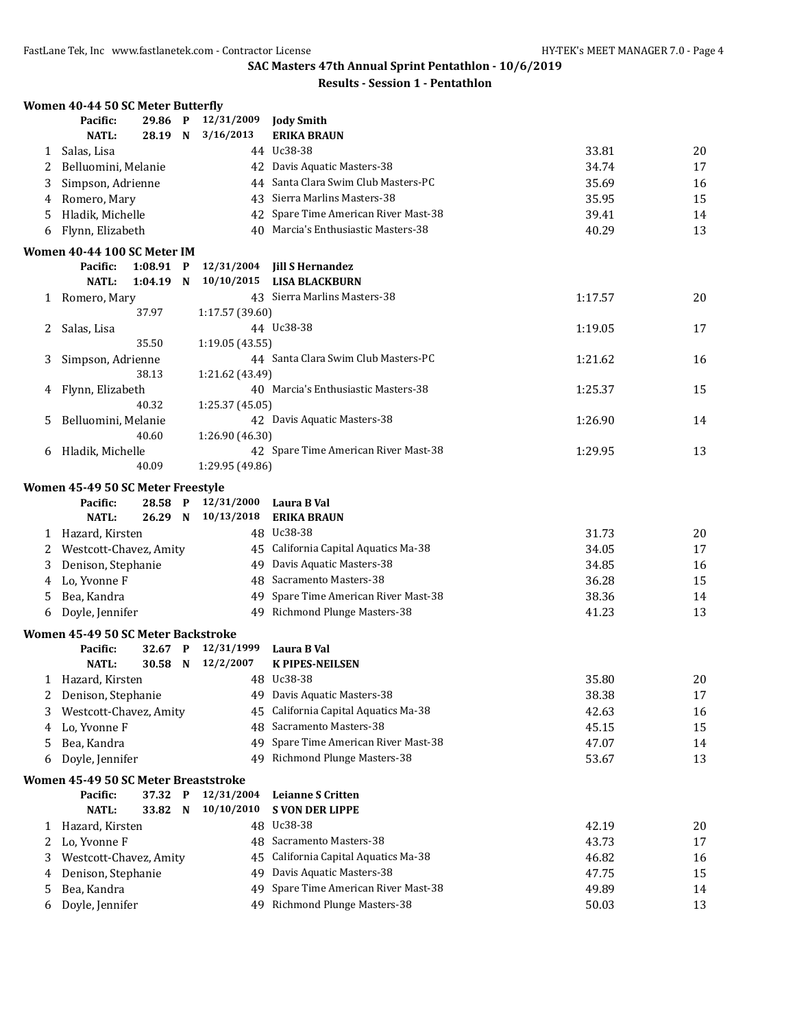## SAC Masters 47th Annual Sprint Pentathlon - 10/6/2019

### Results - Session 1 - Pentathlon

#### Women 40-44 50 SC Meter Butterfly

| | | | | | |
|---|---|---|---|---|---|
| | Pacific: 29.86 P | 12/31/2009 | Jody Smith | | |
| | NATL: 28.19 N | 3/16/2013 | ERIKA BRAUN | | |
| 1 | Salas, Lisa | 44 | Uc38-38 | 33.81 | 20 |
| 2 | Belluomini, Melanie | 42 | Davis Aquatic Masters-38 | 34.74 | 17 |
| 3 | Simpson, Adrienne | 44 | Santa Clara Swim Club Masters-PC | 35.69 | 16 |
| 4 | Romero, Mary | 43 | Sierra Marlins Masters-38 | 35.95 | 15 |
| 5 | Hladik, Michelle | 42 | Spare Time American River Mast-38 | 39.41 | 14 |
| 6 | Flynn, Elizabeth | 40 | Marcia's Enthusiastic Masters-38 | 40.29 | 13 |

#### Women 40-44 100 SC Meter IM

| | | | | | |
|---|---|---|---|---|---|
| | Pacific: 1:08.91 P | 12/31/2004 | Jill S Hernandez | | |
| | NATL: 1:04.19 N | 10/10/2015 | LISA BLACKBURN | | |
| 1 | Romero, Mary | 43 | Sierra Marlins Masters-38 | 1:17.57 | 20 |
| | 37.97 | 1:17.57 (39.60) | | | |
| 2 | Salas, Lisa | 44 | Uc38-38 | 1:19.05 | 17 |
| | 35.50 | 1:19.05 (43.55) | | | |
| 3 | Simpson, Adrienne | 44 | Santa Clara Swim Club Masters-PC | 1:21.62 | 16 |
| | 38.13 | 1:21.62 (43.49) | | | |
| 4 | Flynn, Elizabeth | 40 | Marcia's Enthusiastic Masters-38 | 1:25.37 | 15 |
| | 40.32 | 1:25.37 (45.05) | | | |
| 5 | Belluomini, Melanie | 42 | Davis Aquatic Masters-38 | 1:26.90 | 14 |
| | 40.60 | 1:26.90 (46.30) | | | |
| 6 | Hladik, Michelle | 42 | Spare Time American River Mast-38 | 1:29.95 | 13 |
| | 40.09 | 1:29.95 (49.86) | | | |

#### Women 45-49 50 SC Meter Freestyle

| | | | | | |
|---|---|---|---|---|---|
| | Pacific: 28.58 P | 12/31/2000 | Laura B Val | | |
| | NATL: 26.29 N | 10/13/2018 | ERIKA BRAUN | | |
| 1 | Hazard, Kirsten | 48 | Uc38-38 | 31.73 | 20 |
| 2 | Westcott-Chavez, Amity | 45 | California Capital Aquatics Ma-38 | 34.05 | 17 |
| 3 | Denison, Stephanie | 49 | Davis Aquatic Masters-38 | 34.85 | 16 |
| 4 | Lo, Yvonne F | 48 | Sacramento Masters-38 | 36.28 | 15 |
| 5 | Bea, Kandra | 49 | Spare Time American River Mast-38 | 38.36 | 14 |
| 6 | Doyle, Jennifer | 49 | Richmond Plunge Masters-38 | 41.23 | 13 |

#### Women 45-49 50 SC Meter Backstroke

| | | | | | |
|---|---|---|---|---|---|
| | Pacific: 32.67 P | 12/31/1999 | Laura B Val | | |
| | NATL: 30.58 N | 12/2/2007 | K PIPES-NEILSEN | | |
| 1 | Hazard, Kirsten | 48 | Uc38-38 | 35.80 | 20 |
| 2 | Denison, Stephanie | 49 | Davis Aquatic Masters-38 | 38.38 | 17 |
| 3 | Westcott-Chavez, Amity | 45 | California Capital Aquatics Ma-38 | 42.63 | 16 |
| 4 | Lo, Yvonne F | 48 | Sacramento Masters-38 | 45.15 | 15 |
| 5 | Bea, Kandra | 49 | Spare Time American River Mast-38 | 47.07 | 14 |
| 6 | Doyle, Jennifer | 49 | Richmond Plunge Masters-38 | 53.67 | 13 |

#### Women 45-49 50 SC Meter Breaststroke

| | | | | | |
|---|---|---|---|---|---|
| | Pacific: 37.32 P | 12/31/2004 | Leianne S Critten | | |
| | NATL: 33.82 N | 10/10/2010 | S VON DER LIPPE | | |
| 1 | Hazard, Kirsten | 48 | Uc38-38 | 42.19 | 20 |
| 2 | Lo, Yvonne F | 48 | Sacramento Masters-38 | 43.73 | 17 |
| 3 | Westcott-Chavez, Amity | 45 | California Capital Aquatics Ma-38 | 46.82 | 16 |
| 4 | Denison, Stephanie | 49 | Davis Aquatic Masters-38 | 47.75 | 15 |
| 5 | Bea, Kandra | 49 | Spare Time American River Mast-38 | 49.89 | 14 |
| 6 | Doyle, Jennifer | 49 | Richmond Plunge Masters-38 | 50.03 | 13 |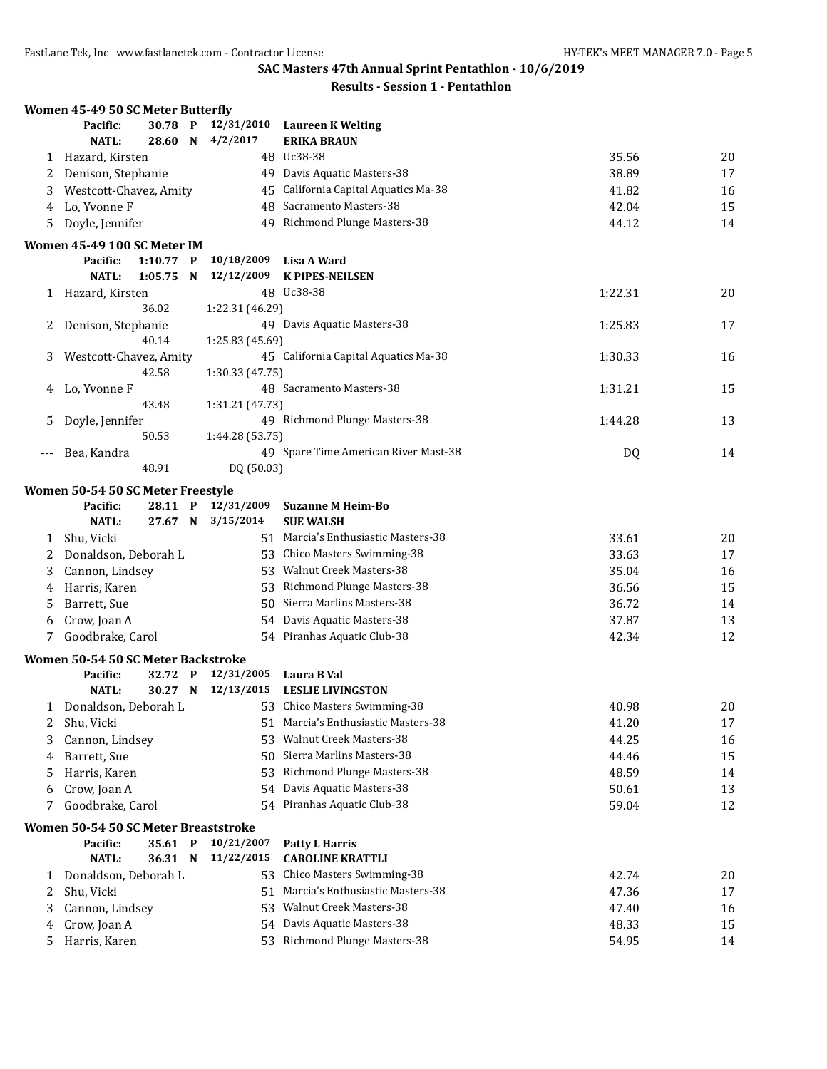## SAC Masters 47th Annual Sprint Pentathlon - 10/6/2019

### Results - Session 1 - Pentathlon

### Women 45-49 50 SC Meter Butterfly

| | | | |
|---|---|---|---|
| Pacific: | 30.78 P | 12/31/2010 | Laureen K Welting |
| NATL: | 28.60 N | 4/2/2017 | ERIKA BRAUN |

| Place | Name | Age | Team | Time | Points |
|---|---|---|---|---|---|
| 1 | Hazard, Kirsten | 48 | Uc38-38 | 35.56 | 20 |
| 2 | Denison, Stephanie | 49 | Davis Aquatic Masters-38 | 38.89 | 17 |
| 3 | Westcott-Chavez, Amity | 45 | California Capital Aquatics Ma-38 | 41.82 | 16 |
| 4 | Lo, Yvonne F | 48 | Sacramento Masters-38 | 42.04 | 15 |
| 5 | Doyle, Jennifer | 49 | Richmond Plunge Masters-38 | 44.12 | 14 |

### Women 45-49 100 SC Meter IM

| | | | |
|---|---|---|---|
| Pacific: | 1:10.77 P | 10/18/2009 | Lisa A Ward |
| NATL: | 1:05.75 N | 12/12/2009 | K PIPES-NEILSEN |

| Place | Name | Age | Team | Time | Points |
|---|---|---|---|---|---|
| 1 | Hazard, Kirsten | 48 | Uc38-38 | 1:22.31 | 20 |
| | 36.02 | 1:22.31 (46.29) | | | |
| 2 | Denison, Stephanie | 49 | Davis Aquatic Masters-38 | 1:25.83 | 17 |
| | 40.14 | 1:25.83 (45.69) | | | |
| 3 | Westcott-Chavez, Amity | 45 | California Capital Aquatics Ma-38 | 1:30.33 | 16 |
| | 42.58 | 1:30.33 (47.75) | | | |
| 4 | Lo, Yvonne F | 48 | Sacramento Masters-38 | 1:31.21 | 15 |
| | 43.48 | 1:31.21 (47.73) | | | |
| 5 | Doyle, Jennifer | 49 | Richmond Plunge Masters-38 | 1:44.28 | 13 |
| | 50.53 | 1:44.28 (53.75) | | | |
| --- | Bea, Kandra | 49 | Spare Time American River Mast-38 | DQ | 14 |
| | 48.91 | DQ (50.03) | | | |

### Women 50-54 50 SC Meter Freestyle

| | | | |
|---|---|---|---|
| Pacific: | 28.11 P | 12/31/2009 | Suzanne M Heim-Bo |
| NATL: | 27.67 N | 3/15/2014 | SUE WALSH |

| Place | Name | Age | Team | Time | Points |
|---|---|---|---|---|---|
| 1 | Shu, Vicki | 51 | Marcia's Enthusiastic Masters-38 | 33.61 | 20 |
| 2 | Donaldson, Deborah L | 53 | Chico Masters Swimming-38 | 33.63 | 17 |
| 3 | Cannon, Lindsey | 53 | Walnut Creek Masters-38 | 35.04 | 16 |
| 4 | Harris, Karen | 53 | Richmond Plunge Masters-38 | 36.56 | 15 |
| 5 | Barrett, Sue | 50 | Sierra Marlins Masters-38 | 36.72 | 14 |
| 6 | Crow, Joan A | 54 | Davis Aquatic Masters-38 | 37.87 | 13 |
| 7 | Goodbrake, Carol | 54 | Piranhas Aquatic Club-38 | 42.34 | 12 |

### Women 50-54 50 SC Meter Backstroke

| | | | |
|---|---|---|---|
| Pacific: | 32.72 P | 12/31/2005 | Laura B Val |
| NATL: | 30.27 N | 12/13/2015 | LESLIE LIVINGSTON |

| Place | Name | Age | Team | Time | Points |
|---|---|---|---|---|---|
| 1 | Donaldson, Deborah L | 53 | Chico Masters Swimming-38 | 40.98 | 20 |
| 2 | Shu, Vicki | 51 | Marcia's Enthusiastic Masters-38 | 41.20 | 17 |
| 3 | Cannon, Lindsey | 53 | Walnut Creek Masters-38 | 44.25 | 16 |
| 4 | Barrett, Sue | 50 | Sierra Marlins Masters-38 | 44.46 | 15 |
| 5 | Harris, Karen | 53 | Richmond Plunge Masters-38 | 48.59 | 14 |
| 6 | Crow, Joan A | 54 | Davis Aquatic Masters-38 | 50.61 | 13 |
| 7 | Goodbrake, Carol | 54 | Piranhas Aquatic Club-38 | 59.04 | 12 |

### Women 50-54 50 SC Meter Breaststroke

| | | | |
|---|---|---|---|
| Pacific: | 35.61 P | 10/21/2007 | Patty L Harris |
| NATL: | 36.31 N | 11/22/2015 | CAROLINE KRATTLI |

| Place | Name | Age | Team | Time | Points |
|---|---|---|---|---|---|
| 1 | Donaldson, Deborah L | 53 | Chico Masters Swimming-38 | 42.74 | 20 |
| 2 | Shu, Vicki | 51 | Marcia's Enthusiastic Masters-38 | 47.36 | 17 |
| 3 | Cannon, Lindsey | 53 | Walnut Creek Masters-38 | 47.40 | 16 |
| 4 | Crow, Joan A | 54 | Davis Aquatic Masters-38 | 48.33 | 15 |
| 5 | Harris, Karen | 53 | Richmond Plunge Masters-38 | 54.95 | 14 |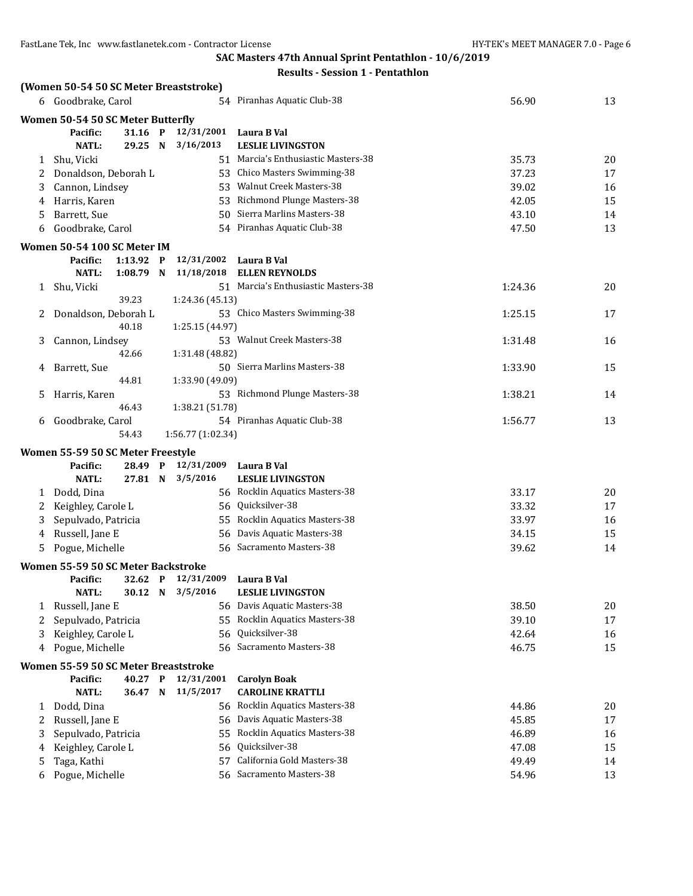## SAC Masters 47th Annual Sprint Pentathlon - 10/6/2019

### Results - Session 1 - Pentathlon

**(Women 50-54 50 SC Meter Breaststroke)**

| | Name | Age | Team | Time | Points |
|---|---|---|---|---|---|
| 6 | Goodbrake, Carol | 54 | Piranhas Aquatic Club-38 | 56.90 | 13 |

**Women 50-54 50 SC Meter Butterfly**

Pacific: 31.16 P 12/31/2001 Laura B Val
NATL: 29.25 N 3/16/2013 LESLIE LIVINGSTON

| | Name | Age | Team | Time | Points |
|---|---|---|---|---|---|
| 1 | Shu, Vicki | 51 | Marcia's Enthusiastic Masters-38 | 35.73 | 20 |
| 2 | Donaldson, Deborah L | 53 | Chico Masters Swimming-38 | 37.23 | 17 |
| 3 | Cannon, Lindsey | 53 | Walnut Creek Masters-38 | 39.02 | 16 |
| 4 | Harris, Karen | 53 | Richmond Plunge Masters-38 | 42.05 | 15 |
| 5 | Barrett, Sue | 50 | Sierra Marlins Masters-38 | 43.10 | 14 |
| 6 | Goodbrake, Carol | 54 | Piranhas Aquatic Club-38 | 47.50 | 13 |

**Women 50-54 100 SC Meter IM**

Pacific: 1:13.92 P 12/31/2002 Laura B Val
NATL: 1:08.79 N 11/18/2018 ELLEN REYNOLDS

| | Name | Age | Team | Time | Points |
|---|---|---|---|---|---|
| 1 | Shu, Vicki | 51 | Marcia's Enthusiastic Masters-38 | 1:24.36 | 20 |
| | 39.23 &nbsp; 1:24.36 (45.13) | | | | |
| 2 | Donaldson, Deborah L | 53 | Chico Masters Swimming-38 | 1:25.15 | 17 |
| | 40.18 &nbsp; 1:25.15 (44.97) | | | | |
| 3 | Cannon, Lindsey | 53 | Walnut Creek Masters-38 | 1:31.48 | 16 |
| | 42.66 &nbsp; 1:31.48 (48.82) | | | | |
| 4 | Barrett, Sue | 50 | Sierra Marlins Masters-38 | 1:33.90 | 15 |
| | 44.81 &nbsp; 1:33.90 (49.09) | | | | |
| 5 | Harris, Karen | 53 | Richmond Plunge Masters-38 | 1:38.21 | 14 |
| | 46.43 &nbsp; 1:38.21 (51.78) | | | | |
| 6 | Goodbrake, Carol | 54 | Piranhas Aquatic Club-38 | 1:56.77 | 13 |
| | 54.43 &nbsp; 1:56.77 (1:02.34) | | | | |

**Women 55-59 50 SC Meter Freestyle**

Pacific: 28.49 P 12/31/2009 Laura B Val
NATL: 27.81 N 3/5/2016 LESLIE LIVINGSTON

| | Name | Age | Team | Time | Points |
|---|---|---|---|---|---|
| 1 | Dodd, Dina | 56 | Rocklin Aquatics Masters-38 | 33.17 | 20 |
| 2 | Keighley, Carole L | 56 | Quicksilver-38 | 33.32 | 17 |
| 3 | Sepulvado, Patricia | 55 | Rocklin Aquatics Masters-38 | 33.97 | 16 |
| 4 | Russell, Jane E | 56 | Davis Aquatic Masters-38 | 34.15 | 15 |
| 5 | Pogue, Michelle | 56 | Sacramento Masters-38 | 39.62 | 14 |

**Women 55-59 50 SC Meter Backstroke**

Pacific: 32.62 P 12/31/2009 Laura B Val
NATL: 30.12 N 3/5/2016 LESLIE LIVINGSTON

| | Name | Age | Team | Time | Points |
|---|---|---|---|---|---|
| 1 | Russell, Jane E | 56 | Davis Aquatic Masters-38 | 38.50 | 20 |
| 2 | Sepulvado, Patricia | 55 | Rocklin Aquatics Masters-38 | 39.10 | 17 |
| 3 | Keighley, Carole L | 56 | Quicksilver-38 | 42.64 | 16 |
| 4 | Pogue, Michelle | 56 | Sacramento Masters-38 | 46.75 | 15 |

**Women 55-59 50 SC Meter Breaststroke**

Pacific: 40.27 P 12/31/2001 Carolyn Boak
NATL: 36.47 N 11/5/2017 CAROLINE KRATTLI

| | Name | Age | Team | Time | Points |
|---|---|---|---|---|---|
| 1 | Dodd, Dina | 56 | Rocklin Aquatics Masters-38 | 44.86 | 20 |
| 2 | Russell, Jane E | 56 | Davis Aquatic Masters-38 | 45.85 | 17 |
| 3 | Sepulvado, Patricia | 55 | Rocklin Aquatics Masters-38 | 46.89 | 16 |
| 4 | Keighley, Carole L | 56 | Quicksilver-38 | 47.08 | 15 |
| 5 | Taga, Kathi | 57 | California Gold Masters-38 | 49.49 | 14 |
| 6 | Pogue, Michelle | 56 | Sacramento Masters-38 | 54.96 | 13 |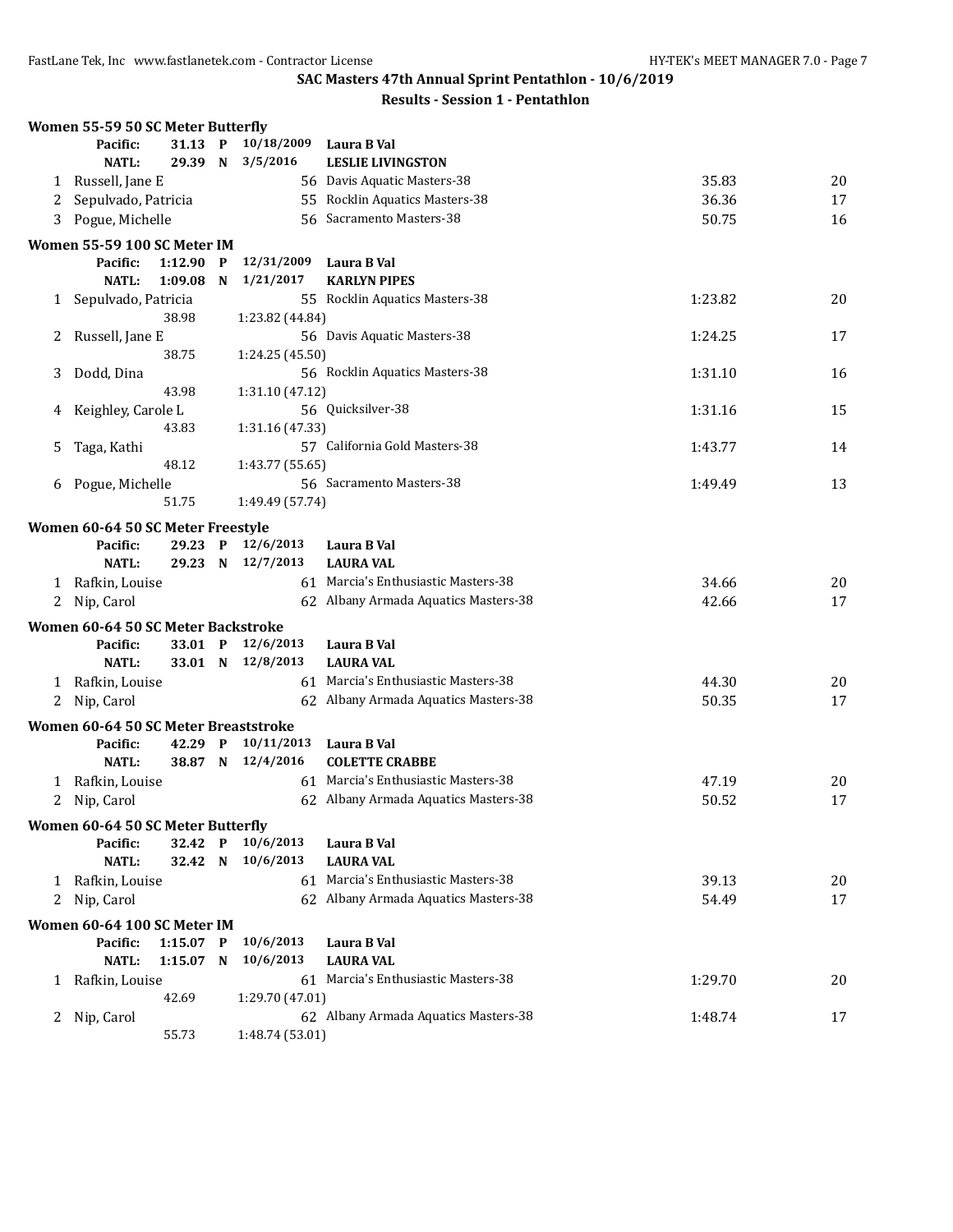## SAC Masters 47th Annual Sprint Pentathlon - 10/6/2019

### Results - Session 1 - Pentathlon

#### Women 55-59 50 SC Meter Butterfly

| | | | | | | |
|---|---|---|---|---|---|---|
| | **Pacific:** | 31.13 P | 10/18/2009 | **Laura B Val** | | |
| | **NATL:** | 29.39 N | 3/5/2016 | **LESLIE LIVINGSTON** | | |
| 1 | Russell, Jane E | | 56 | Davis Aquatic Masters-38 | 35.83 | 20 |
| 2 | Sepulvado, Patricia | | 55 | Rocklin Aquatics Masters-38 | 36.36 | 17 |
| 3 | Pogue, Michelle | | 56 | Sacramento Masters-38 | 50.75 | 16 |

#### Women 55-59 100 SC Meter IM

| | | | | | | |
|---|---|---|---|---|---|---|
| | **Pacific:** | 1:12.90 P | 12/31/2009 | **Laura B Val** | | |
| | **NATL:** | 1:09.08 N | 1/21/2017 | **KARLYN PIPES** | | |
| 1 | Sepulvado, Patricia | | 55 | Rocklin Aquatics Masters-38 | 1:23.82 | 20 |
| | | 38.98 | 1:23.82 (44.84) | | | |
| 2 | Russell, Jane E | | 56 | Davis Aquatic Masters-38 | 1:24.25 | 17 |
| | | 38.75 | 1:24.25 (45.50) | | | |
| 3 | Dodd, Dina | | 56 | Rocklin Aquatics Masters-38 | 1:31.10 | 16 |
| | | 43.98 | 1:31.10 (47.12) | | | |
| 4 | Keighley, Carole L | | 56 | Quicksilver-38 | 1:31.16 | 15 |
| | | 43.83 | 1:31.16 (47.33) | | | |
| 5 | Taga, Kathi | | 57 | California Gold Masters-38 | 1:43.77 | 14 |
| | | 48.12 | 1:43.77 (55.65) | | | |
| 6 | Pogue, Michelle | | 56 | Sacramento Masters-38 | 1:49.49 | 13 |
| | | 51.75 | 1:49.49 (57.74) | | | |

#### Women 60-64 50 SC Meter Freestyle

| | | | | | | |
|---|---|---|---|---|---|---|
| | **Pacific:** | 29.23 P | 12/6/2013 | **Laura B Val** | | |
| | **NATL:** | 29.23 N | 12/7/2013 | **LAURA VAL** | | |
| 1 | Rafkin, Louise | | 61 | Marcia's Enthusiastic Masters-38 | 34.66 | 20 |
| 2 | Nip, Carol | | 62 | Albany Armada Aquatics Masters-38 | 42.66 | 17 |

#### Women 60-64 50 SC Meter Backstroke

| | | | | | | |
|---|---|---|---|---|---|---|
| | **Pacific:** | 33.01 P | 12/6/2013 | **Laura B Val** | | |
| | **NATL:** | 33.01 N | 12/8/2013 | **LAURA VAL** | | |
| 1 | Rafkin, Louise | | 61 | Marcia's Enthusiastic Masters-38 | 44.30 | 20 |
| 2 | Nip, Carol | | 62 | Albany Armada Aquatics Masters-38 | 50.35 | 17 |

#### Women 60-64 50 SC Meter Breaststroke

| | | | | | | |
|---|---|---|---|---|---|---|
| | **Pacific:** | 42.29 P | 10/11/2013 | **Laura B Val** | | |
| | **NATL:** | 38.87 N | 12/4/2016 | **COLETTE CRABBE** | | |
| 1 | Rafkin, Louise | | 61 | Marcia's Enthusiastic Masters-38 | 47.19 | 20 |
| 2 | Nip, Carol | | 62 | Albany Armada Aquatics Masters-38 | 50.52 | 17 |

#### Women 60-64 50 SC Meter Butterfly

| | | | | | | |
|---|---|---|---|---|---|---|
| | **Pacific:** | 32.42 P | 10/6/2013 | **Laura B Val** | | |
| | **NATL:** | 32.42 N | 10/6/2013 | **LAURA VAL** | | |
| 1 | Rafkin, Louise | | 61 | Marcia's Enthusiastic Masters-38 | 39.13 | 20 |
| 2 | Nip, Carol | | 62 | Albany Armada Aquatics Masters-38 | 54.49 | 17 |

#### Women 60-64 100 SC Meter IM

| | | | | | | |
|---|---|---|---|---|---|---|
| | **Pacific:** | 1:15.07 P | 10/6/2013 | **Laura B Val** | | |
| | **NATL:** | 1:15.07 N | 10/6/2013 | **LAURA VAL** | | |
| 1 | Rafkin, Louise | | 61 | Marcia's Enthusiastic Masters-38 | 1:29.70 | 20 |
| | | 42.69 | 1:29.70 (47.01) | | | |
| 2 | Nip, Carol | | 62 | Albany Armada Aquatics Masters-38 | 1:48.74 | 17 |
| | | 55.73 | 1:48.74 (53.01) | | | |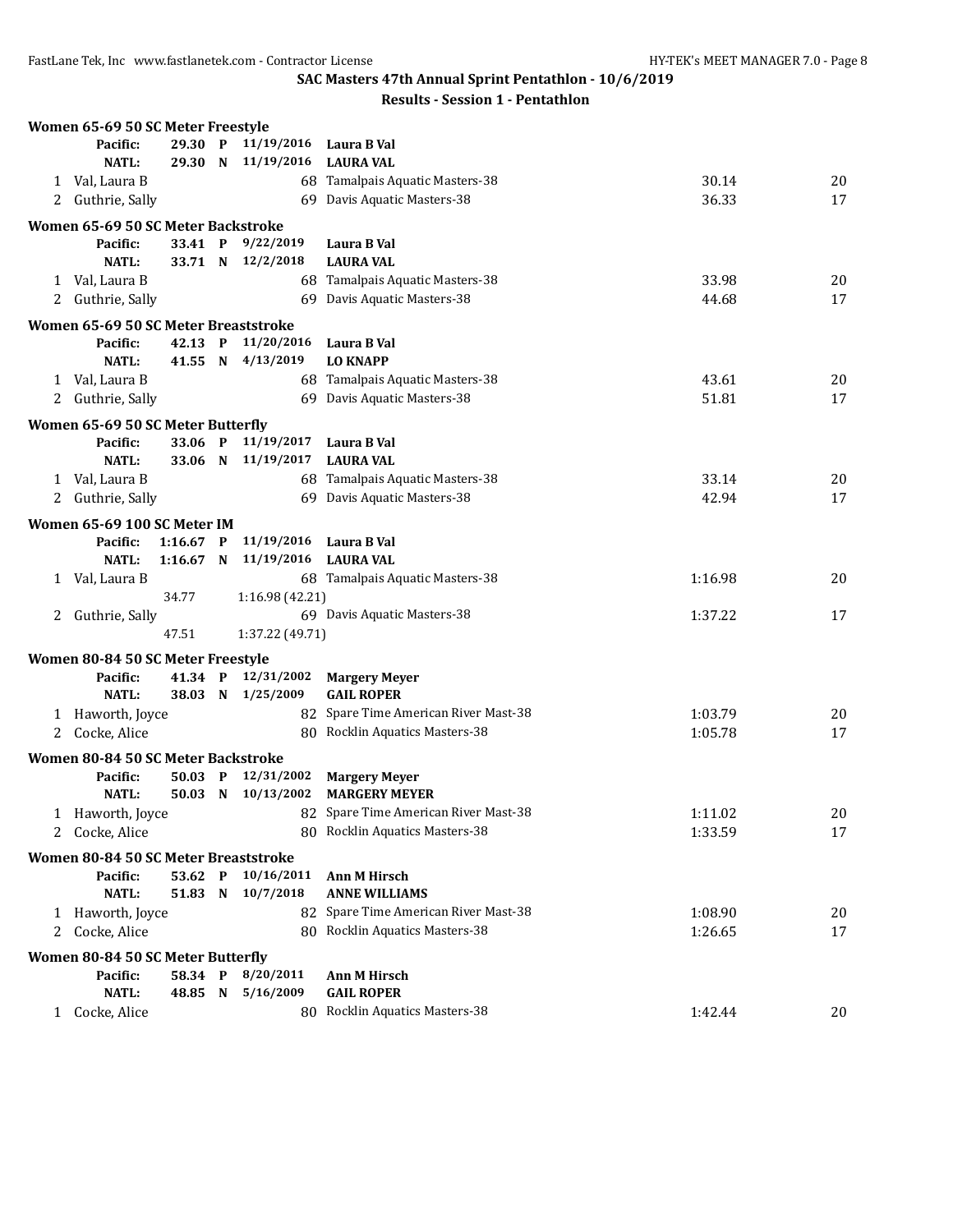## SAC Masters 47th Annual Sprint Pentathlon - 10/6/2019

### Results - Session 1 - Pentathlon

**Women 65-69 50 SC Meter Freestyle**

| | | | | | | |
|---|---|---|---|---|---|---|
| | **Pacific:** | **29.30 P** | **11/19/2016** | **Laura B Val** | | |
| | **NATL:** | **29.30 N** | **11/19/2016** | **LAURA VAL** | | |
| 1 | Val, Laura B | | 68 | Tamalpais Aquatic Masters-38 | 30.14 | 20 |
| 2 | Guthrie, Sally | | 69 | Davis Aquatic Masters-38 | 36.33 | 17 |

**Women 65-69 50 SC Meter Backstroke**

| | | | | | | |
|---|---|---|---|---|---|---|
| | **Pacific:** | **33.41 P** | **9/22/2019** | **Laura B Val** | | |
| | **NATL:** | **33.71 N** | **12/2/2018** | **LAURA VAL** | | |
| 1 | Val, Laura B | | 68 | Tamalpais Aquatic Masters-38 | 33.98 | 20 |
| 2 | Guthrie, Sally | | 69 | Davis Aquatic Masters-38 | 44.68 | 17 |

**Women 65-69 50 SC Meter Breaststroke**

| | | | | | | |
|---|---|---|---|---|---|---|
| | **Pacific:** | **42.13 P** | **11/20/2016** | **Laura B Val** | | |
| | **NATL:** | **41.55 N** | **4/13/2019** | **LO KNAPP** | | |
| 1 | Val, Laura B | | 68 | Tamalpais Aquatic Masters-38 | 43.61 | 20 |
| 2 | Guthrie, Sally | | 69 | Davis Aquatic Masters-38 | 51.81 | 17 |

**Women 65-69 50 SC Meter Butterfly**

| | | | | | | |
|---|---|---|---|---|---|---|
| | **Pacific:** | **33.06 P** | **11/19/2017** | **Laura B Val** | | |
| | **NATL:** | **33.06 N** | **11/19/2017** | **LAURA VAL** | | |
| 1 | Val, Laura B | | 68 | Tamalpais Aquatic Masters-38 | 33.14 | 20 |
| 2 | Guthrie, Sally | | 69 | Davis Aquatic Masters-38 | 42.94 | 17 |

**Women 65-69 100 SC Meter IM**

| | | | | | | |
|---|---|---|---|---|---|---|
| | **Pacific:** | **1:16.67 P** | **11/19/2016** | **Laura B Val** | | |
| | **NATL:** | **1:16.67 N** | **11/19/2016** | **LAURA VAL** | | |
| 1 | Val, Laura B | | 68 | Tamalpais Aquatic Masters-38 | 1:16.98 | 20 |
| | | 34.77 | 1:16.98 (42.21) | | | |
| 2 | Guthrie, Sally | | 69 | Davis Aquatic Masters-38 | 1:37.22 | 17 |
| | | 47.51 | 1:37.22 (49.71) | | | |

**Women 80-84 50 SC Meter Freestyle**

| | | | | | | |
|---|---|---|---|---|---|---|
| | **Pacific:** | **41.34 P** | **12/31/2002** | **Margery Meyer** | | |
| | **NATL:** | **38.03 N** | **1/25/2009** | **GAIL ROPER** | | |
| 1 | Haworth, Joyce | | 82 | Spare Time American River Mast-38 | 1:03.79 | 20 |
| 2 | Cocke, Alice | | 80 | Rocklin Aquatics Masters-38 | 1:05.78 | 17 |

**Women 80-84 50 SC Meter Backstroke**

| | | | | | | |
|---|---|---|---|---|---|---|
| | **Pacific:** | **50.03 P** | **12/31/2002** | **Margery Meyer** | | |
| | **NATL:** | **50.03 N** | **10/13/2002** | **MARGERY MEYER** | | |
| 1 | Haworth, Joyce | | 82 | Spare Time American River Mast-38 | 1:11.02 | 20 |
| 2 | Cocke, Alice | | 80 | Rocklin Aquatics Masters-38 | 1:33.59 | 17 |

**Women 80-84 50 SC Meter Breaststroke**

| | | | | | | |
|---|---|---|---|---|---|---|
| | **Pacific:** | **53.62 P** | **10/16/2011** | **Ann M Hirsch** | | |
| | **NATL:** | **51.83 N** | **10/7/2018** | **ANNE WILLIAMS** | | |
| 1 | Haworth, Joyce | | 82 | Spare Time American River Mast-38 | 1:08.90 | 20 |
| 2 | Cocke, Alice | | 80 | Rocklin Aquatics Masters-38 | 1:26.65 | 17 |

**Women 80-84 50 SC Meter Butterfly**

| | | | | | | |
|---|---|---|---|---|---|---|
| | **Pacific:** | **58.34 P** | **8/20/2011** | **Ann M Hirsch** | | |
| | **NATL:** | **48.85 N** | **5/16/2009** | **GAIL ROPER** | | |
| 1 | Cocke, Alice | | 80 | Rocklin Aquatics Masters-38 | 1:42.44 | 20 |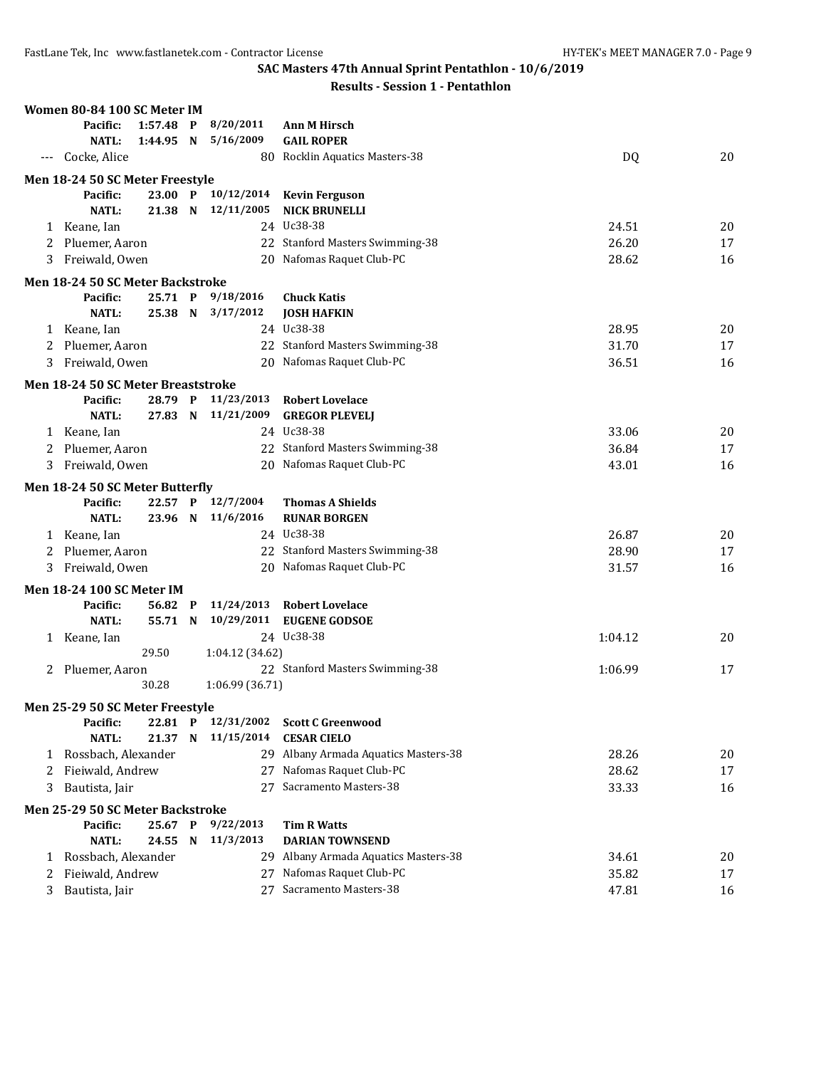## SAC Masters 47th Annual Sprint Pentathlon - 10/6/2019

### Results - Session 1 - Pentathlon

**Women 80-84 100 SC Meter IM**

| | Name | Age | Team | Time | Points |
|---|---|---|---|---|---|
| | Pacific: 1:57.48 P 8/20/2011 | | Ann M Hirsch | | |
| | NATL: 1:44.95 N 5/16/2009 | | GAIL ROPER | | |
| --- | Cocke, Alice | 80 | Rocklin Aquatics Masters-38 | DQ | 20 |

**Men 18-24 50 SC Meter Freestyle**

| | Name | Age | Team | Time | Points |
|---|---|---|---|---|---|
| | Pacific: 23.00 P 10/12/2014 | | Kevin Ferguson | | |
| | NATL: 21.38 N 12/11/2005 | | NICK BRUNELLI | | |
| 1 | Keane, Ian | 24 | Uc38-38 | 24.51 | 20 |
| 2 | Pluemer, Aaron | 22 | Stanford Masters Swimming-38 | 26.20 | 17 |
| 3 | Freiwald, Owen | 20 | Nafomas Raquet Club-PC | 28.62 | 16 |

**Men 18-24 50 SC Meter Backstroke**

| | Name | Age | Team | Time | Points |
|---|---|---|---|---|---|
| | Pacific: 25.71 P 9/18/2016 | | Chuck Katis | | |
| | NATL: 25.38 N 3/17/2012 | | JOSH HAFKIN | | |
| 1 | Keane, Ian | 24 | Uc38-38 | 28.95 | 20 |
| 2 | Pluemer, Aaron | 22 | Stanford Masters Swimming-38 | 31.70 | 17 |
| 3 | Freiwald, Owen | 20 | Nafomas Raquet Club-PC | 36.51 | 16 |

**Men 18-24 50 SC Meter Breaststroke**

| | Name | Age | Team | Time | Points |
|---|---|---|---|---|---|
| | Pacific: 28.79 P 11/23/2013 | | Robert Lovelace | | |
| | NATL: 27.83 N 11/21/2009 | | GREGOR PLEVELJ | | |
| 1 | Keane, Ian | 24 | Uc38-38 | 33.06 | 20 |
| 2 | Pluemer, Aaron | 22 | Stanford Masters Swimming-38 | 36.84 | 17 |
| 3 | Freiwald, Owen | 20 | Nafomas Raquet Club-PC | 43.01 | 16 |

**Men 18-24 50 SC Meter Butterfly**

| | Name | Age | Team | Time | Points |
|---|---|---|---|---|---|
| | Pacific: 22.57 P 12/7/2004 | | Thomas A Shields | | |
| | NATL: 23.96 N 11/6/2016 | | RUNAR BORGEN | | |
| 1 | Keane, Ian | 24 | Uc38-38 | 26.87 | 20 |
| 2 | Pluemer, Aaron | 22 | Stanford Masters Swimming-38 | 28.90 | 17 |
| 3 | Freiwald, Owen | 20 | Nafomas Raquet Club-PC | 31.57 | 16 |

**Men 18-24 100 SC Meter IM**

| | Name | Age | Team | Time | Points |
|---|---|---|---|---|---|
| | Pacific: 56.82 P 11/24/2013 | | Robert Lovelace | | |
| | NATL: 55.71 N 10/29/2011 | | EUGENE GODSOE | | |
| 1 | Keane, Ian | 24 | Uc38-38 | 1:04.12 | 20 |
| | 29.50 1:04.12 (34.62) | | | | |
| 2 | Pluemer, Aaron | 22 | Stanford Masters Swimming-38 | 1:06.99 | 17 |
| | 30.28 1:06.99 (36.71) | | | | |

**Men 25-29 50 SC Meter Freestyle**

| | Name | Age | Team | Time | Points |
|---|---|---|---|---|---|
| | Pacific: 22.81 P 12/31/2002 | | Scott C Greenwood | | |
| | NATL: 21.37 N 11/15/2014 | | CESAR CIELO | | |
| 1 | Rossbach, Alexander | 29 | Albany Armada Aquatics Masters-38 | 28.26 | 20 |
| 2 | Fieiwald, Andrew | 27 | Nafomas Raquet Club-PC | 28.62 | 17 |
| 3 | Bautista, Jair | 27 | Sacramento Masters-38 | 33.33 | 16 |

**Men 25-29 50 SC Meter Backstroke**

| | Name | Age | Team | Time | Points |
|---|---|---|---|---|---|
| | Pacific: 25.67 P 9/22/2013 | | Tim R Watts | | |
| | NATL: 24.55 N 11/3/2013 | | DARIAN TOWNSEND | | |
| 1 | Rossbach, Alexander | 29 | Albany Armada Aquatics Masters-38 | 34.61 | 20 |
| 2 | Fieiwald, Andrew | 27 | Nafomas Raquet Club-PC | 35.82 | 17 |
| 3 | Bautista, Jair | 27 | Sacramento Masters-38 | 47.81 | 16 |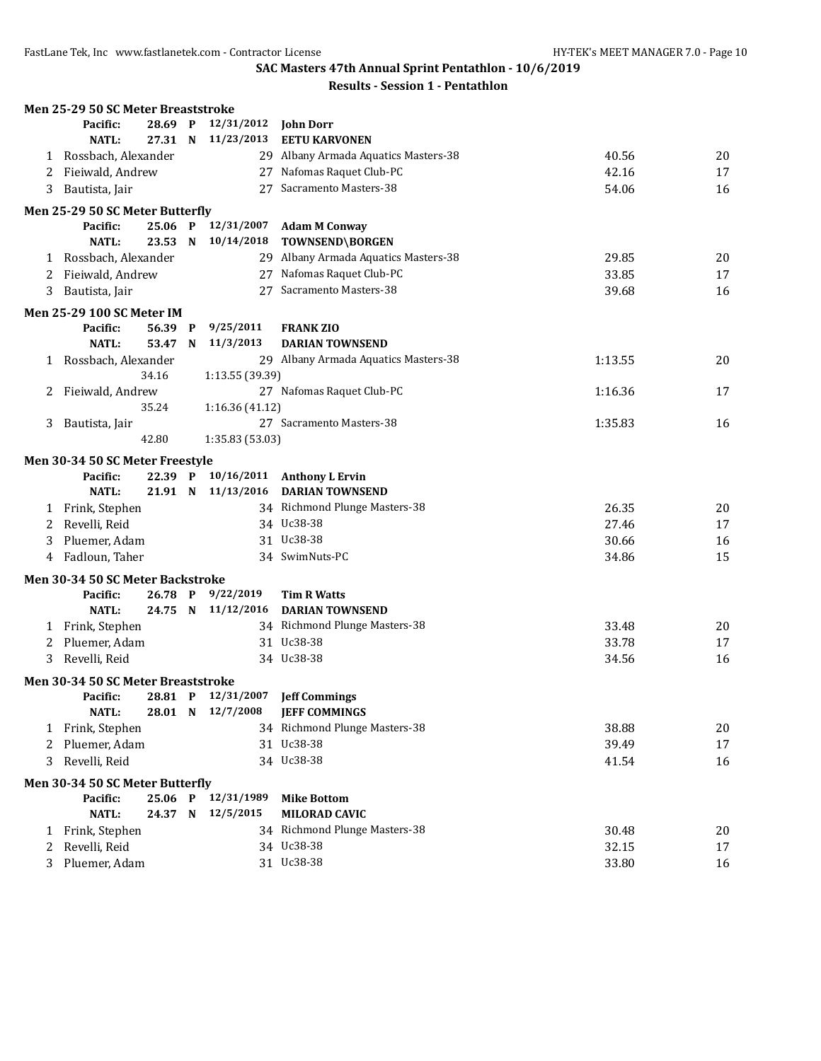**SAC Masters 47th Annual Sprint Pentathlon - 10/6/2019**

**Results - Session 1 - Pentathlon**

### Men 25-29 50 SC Meter Breaststroke

Pacific: 28.69 P 12/31/2012 **John Dorr**
NATL: 27.31 N 11/23/2013 **EETU KARVONEN**

| Place | Name | Age | Team | Time | Points |
|---|---|---|---|---|---|
| 1 | Rossbach, Alexander | 29 | Albany Armada Aquatics Masters-38 | 40.56 | 20 |
| 2 | Fieiwald, Andrew | 27 | Nafomas Raquet Club-PC | 42.16 | 17 |
| 3 | Bautista, Jair | 27 | Sacramento Masters-38 | 54.06 | 16 |

### Men 25-29 50 SC Meter Butterfly

Pacific: 25.06 P 12/31/2007 **Adam M Conway**
NATL: 23.53 N 10/14/2018 **TOWNSEND\BORGEN**

| Place | Name | Age | Team | Time | Points |
|---|---|---|---|---|---|
| 1 | Rossbach, Alexander | 29 | Albany Armada Aquatics Masters-38 | 29.85 | 20 |
| 2 | Fieiwald, Andrew | 27 | Nafomas Raquet Club-PC | 33.85 | 17 |
| 3 | Bautista, Jair | 27 | Sacramento Masters-38 | 39.68 | 16 |

### Men 25-29 100 SC Meter IM

Pacific: 56.39 P 9/25/2011 **FRANK ZIO**
NATL: 53.47 N 11/3/2013 **DARIAN TOWNSEND**

| Place | Name | Age | Team | Time | Points |
|---|---|---|---|---|---|
| 1 | Rossbach, Alexander | 29 | Albany Armada Aquatics Masters-38 | 1:13.55 | 20 |
| | 34.16 | | 1:13.55 (39.39) | | |
| 2 | Fieiwald, Andrew | 27 | Nafomas Raquet Club-PC | 1:16.36 | 17 |
| | 35.24 | | 1:16.36 (41.12) | | |
| 3 | Bautista, Jair | 27 | Sacramento Masters-38 | 1:35.83 | 16 |
| | 42.80 | | 1:35.83 (53.03) | | |

### Men 30-34 50 SC Meter Freestyle

Pacific: 22.39 P 10/16/2011 **Anthony L Ervin**
NATL: 21.91 N 11/13/2016 **DARIAN TOWNSEND**

| Place | Name | Age | Team | Time | Points |
|---|---|---|---|---|---|
| 1 | Frink, Stephen | 34 | Richmond Plunge Masters-38 | 26.35 | 20 |
| 2 | Revelli, Reid | 34 | Uc38-38 | 27.46 | 17 |
| 3 | Pluemer, Adam | 31 | Uc38-38 | 30.66 | 16 |
| 4 | Fadloun, Taher | 34 | SwimNuts-PC | 34.86 | 15 |

### Men 30-34 50 SC Meter Backstroke

Pacific: 26.78 P 9/22/2019 **Tim R Watts**
NATL: 24.75 N 11/12/2016 **DARIAN TOWNSEND**

| Place | Name | Age | Team | Time | Points |
|---|---|---|---|---|---|
| 1 | Frink, Stephen | 34 | Richmond Plunge Masters-38 | 33.48 | 20 |
| 2 | Pluemer, Adam | 31 | Uc38-38 | 33.78 | 17 |
| 3 | Revelli, Reid | 34 | Uc38-38 | 34.56 | 16 |

### Men 30-34 50 SC Meter Breaststroke

Pacific: 28.81 P 12/31/2007 **Jeff Commings**
NATL: 28.01 N 12/7/2008 **JEFF COMMINGS**

| Place | Name | Age | Team | Time | Points |
|---|---|---|---|---|---|
| 1 | Frink, Stephen | 34 | Richmond Plunge Masters-38 | 38.88 | 20 |
| 2 | Pluemer, Adam | 31 | Uc38-38 | 39.49 | 17 |
| 3 | Revelli, Reid | 34 | Uc38-38 | 41.54 | 16 |

### Men 30-34 50 SC Meter Butterfly

Pacific: 25.06 P 12/31/1989 **Mike Bottom**
NATL: 24.37 N 12/5/2015 **MILORAD CAVIC**

| Place | Name | Age | Team | Time | Points |
|---|---|---|---|---|---|
| 1 | Frink, Stephen | 34 | Richmond Plunge Masters-38 | 30.48 | 20 |
| 2 | Revelli, Reid | 34 | Uc38-38 | 32.15 | 17 |
| 3 | Pluemer, Adam | 31 | Uc38-38 | 33.80 | 16 |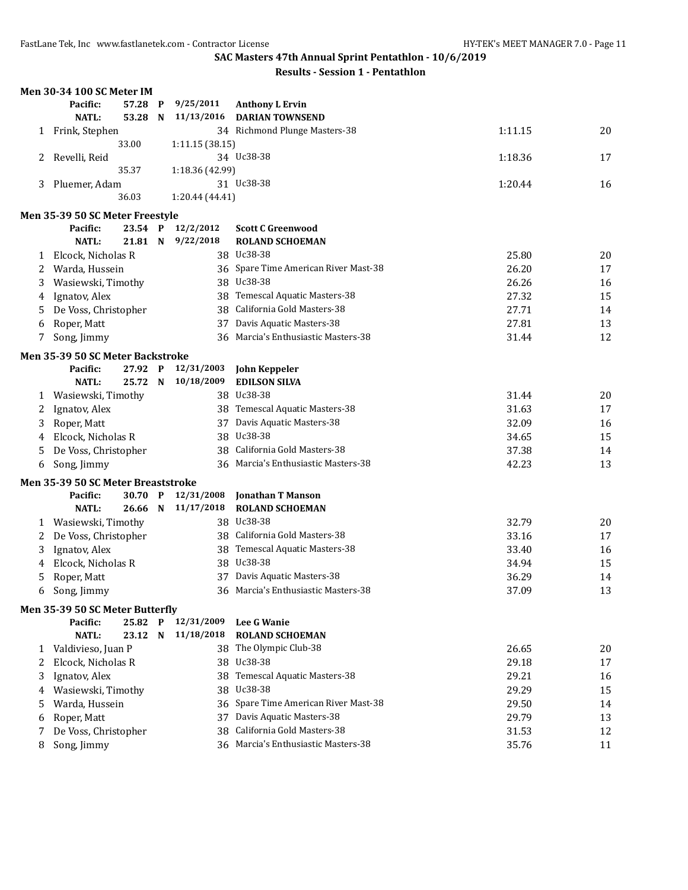## SAC Masters 47th Annual Sprint Pentathlon - 10/6/2019

### Results - Session 1 - Pentathlon

**Men 30-34 100 SC Meter IM**

| | | | | | | |
|---|---|---|---|---|---|---|
| | **Pacific:** | **57.28 P** | **9/25/2011** | **Anthony L Ervin** | | |
| | **NATL:** | **53.28 N** | **11/13/2016** | **DARIAN TOWNSEND** | | |
| 1 | Frink, Stephen | | 34 | Richmond Plunge Masters-38 | 1:11.15 | 20 |
| | | 33.00 | 1:11.15 (38.15) | | | |
| 2 | Revelli, Reid | | 34 | Uc38-38 | 1:18.36 | 17 |
| | | 35.37 | 1:18.36 (42.99) | | | |
| 3 | Pluemer, Adam | | 31 | Uc38-38 | 1:20.44 | 16 |
| | | 36.03 | 1:20.44 (44.41) | | | |

**Men 35-39 50 SC Meter Freestyle**

| | | | | | | |
|---|---|---|---|---|---|---|
| | **Pacific:** | **23.54 P** | **12/2/2012** | **Scott C Greenwood** | | |
| | **NATL:** | **21.81 N** | **9/22/2018** | **ROLAND SCHOEMAN** | | |
| 1 | Elcock, Nicholas R | | 38 | Uc38-38 | 25.80 | 20 |
| 2 | Warda, Hussein | | 36 | Spare Time American River Mast-38 | 26.20 | 17 |
| 3 | Wasiewski, Timothy | | 38 | Uc38-38 | 26.26 | 16 |
| 4 | Ignatov, Alex | | 38 | Temescal Aquatic Masters-38 | 27.32 | 15 |
| 5 | De Voss, Christopher | | 38 | California Gold Masters-38 | 27.71 | 14 |
| 6 | Roper, Matt | | 37 | Davis Aquatic Masters-38 | 27.81 | 13 |
| 7 | Song, Jimmy | | 36 | Marcia's Enthusiastic Masters-38 | 31.44 | 12 |

**Men 35-39 50 SC Meter Backstroke**

| | | | | | | |
|---|---|---|---|---|---|---|
| | **Pacific:** | **27.92 P** | **12/31/2003** | **John Keppeler** | | |
| | **NATL:** | **25.72 N** | **10/18/2009** | **EDILSON SILVA** | | |
| 1 | Wasiewski, Timothy | | 38 | Uc38-38 | 31.44 | 20 |
| 2 | Ignatov, Alex | | 38 | Temescal Aquatic Masters-38 | 31.63 | 17 |
| 3 | Roper, Matt | | 37 | Davis Aquatic Masters-38 | 32.09 | 16 |
| 4 | Elcock, Nicholas R | | 38 | Uc38-38 | 34.65 | 15 |
| 5 | De Voss, Christopher | | 38 | California Gold Masters-38 | 37.38 | 14 |
| 6 | Song, Jimmy | | 36 | Marcia's Enthusiastic Masters-38 | 42.23 | 13 |

**Men 35-39 50 SC Meter Breaststroke**

| | | | | | | |
|---|---|---|---|---|---|---|
| | **Pacific:** | **30.70 P** | **12/31/2008** | **Jonathan T Manson** | | |
| | **NATL:** | **26.66 N** | **11/17/2018** | **ROLAND SCHOEMAN** | | |
| 1 | Wasiewski, Timothy | | 38 | Uc38-38 | 32.79 | 20 |
| 2 | De Voss, Christopher | | 38 | California Gold Masters-38 | 33.16 | 17 |
| 3 | Ignatov, Alex | | 38 | Temescal Aquatic Masters-38 | 33.40 | 16 |
| 4 | Elcock, Nicholas R | | 38 | Uc38-38 | 34.94 | 15 |
| 5 | Roper, Matt | | 37 | Davis Aquatic Masters-38 | 36.29 | 14 |
| 6 | Song, Jimmy | | 36 | Marcia's Enthusiastic Masters-38 | 37.09 | 13 |

**Men 35-39 50 SC Meter Butterfly**

| | | | | | | |
|---|---|---|---|---|---|---|
| | **Pacific:** | **25.82 P** | **12/31/2009** | **Lee G Wanie** | | |
| | **NATL:** | **23.12 N** | **11/18/2018** | **ROLAND SCHOEMAN** | | |
| 1 | Valdivieso, Juan P | | 38 | The Olympic Club-38 | 26.65 | 20 |
| 2 | Elcock, Nicholas R | | 38 | Uc38-38 | 29.18 | 17 |
| 3 | Ignatov, Alex | | 38 | Temescal Aquatic Masters-38 | 29.21 | 16 |
| 4 | Wasiewski, Timothy | | 38 | Uc38-38 | 29.29 | 15 |
| 5 | Warda, Hussein | | 36 | Spare Time American River Mast-38 | 29.50 | 14 |
| 6 | Roper, Matt | | 37 | Davis Aquatic Masters-38 | 29.79 | 13 |
| 7 | De Voss, Christopher | | 38 | California Gold Masters-38 | 31.53 | 12 |
| 8 | Song, Jimmy | | 36 | Marcia's Enthusiastic Masters-38 | 35.76 | 11 |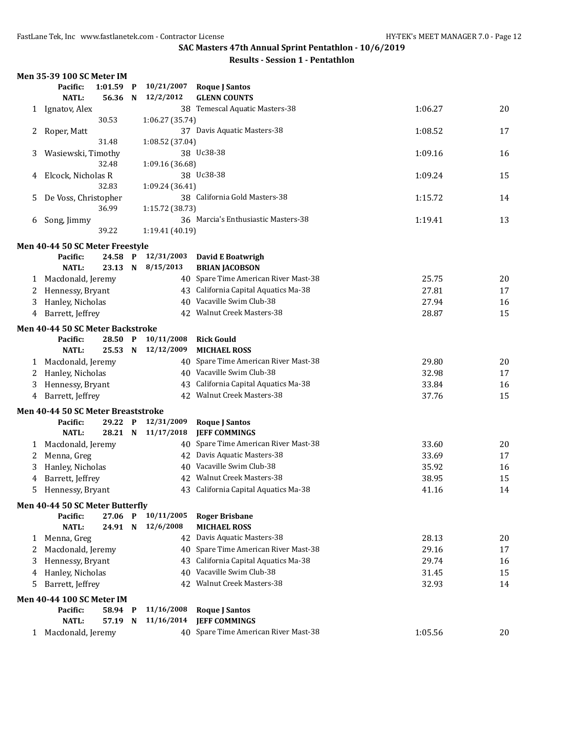## SAC Masters 47th Annual Sprint Pentathlon - 10/6/2019

### Results - Session 1 - Pentathlon

**Men 35-39 100 SC Meter IM**

| | Name | Age | Team | Time | Points |
|---|---|---|---|---|---|
| | Pacific: 1:01.59 P | 10/21/2007 | Roque J Santos | | |
| | NATL: 56.36 N | 12/2/2012 | GLENN COUNTS | | |
| 1 | Ignatov, Alex | 38 | Temescal Aquatic Masters-38 | 1:06.27 | 20 |
| | 30.53 | 1:06.27 (35.74) | | | |
| 2 | Roper, Matt | 37 | Davis Aquatic Masters-38 | 1:08.52 | 17 |
| | 31.48 | 1:08.52 (37.04) | | | |
| 3 | Wasiewski, Timothy | 38 | Uc38-38 | 1:09.16 | 16 |
| | 32.48 | 1:09.16 (36.68) | | | |
| 4 | Elcock, Nicholas R | 38 | Uc38-38 | 1:09.24 | 15 |
| | 32.83 | 1:09.24 (36.41) | | | |
| 5 | De Voss, Christopher | 38 | California Gold Masters-38 | 1:15.72 | 14 |
| | 36.99 | 1:15.72 (38.73) | | | |
| 6 | Song, Jimmy | 36 | Marcia's Enthusiastic Masters-38 | 1:19.41 | 13 |
| | 39.22 | 1:19.41 (40.19) | | | |

**Men 40-44 50 SC Meter Freestyle**

| | Name | Age | Team | Time | Points |
|---|---|---|---|---|---|
| | Pacific: 24.58 P | 12/31/2003 | David E Boatwrigh | | |
| | NATL: 23.13 N | 8/15/2013 | BRIAN JACOBSON | | |
| 1 | Macdonald, Jeremy | 40 | Spare Time American River Mast-38 | 25.75 | 20 |
| 2 | Hennessy, Bryant | 43 | California Capital Aquatics Ma-38 | 27.81 | 17 |
| 3 | Hanley, Nicholas | 40 | Vacaville Swim Club-38 | 27.94 | 16 |
| 4 | Barrett, Jeffrey | 42 | Walnut Creek Masters-38 | 28.87 | 15 |

**Men 40-44 50 SC Meter Backstroke**

| | Name | Age | Team | Time | Points |
|---|---|---|---|---|---|
| | Pacific: 28.50 P | 10/11/2008 | Rick Gould | | |
| | NATL: 25.53 N | 12/12/2009 | MICHAEL ROSS | | |
| 1 | Macdonald, Jeremy | 40 | Spare Time American River Mast-38 | 29.80 | 20 |
| 2 | Hanley, Nicholas | 40 | Vacaville Swim Club-38 | 32.98 | 17 |
| 3 | Hennessy, Bryant | 43 | California Capital Aquatics Ma-38 | 33.84 | 16 |
| 4 | Barrett, Jeffrey | 42 | Walnut Creek Masters-38 | 37.76 | 15 |

**Men 40-44 50 SC Meter Breaststroke**

| | Name | Age | Team | Time | Points |
|---|---|---|---|---|---|
| | Pacific: 29.22 P | 12/31/2009 | Roque J Santos | | |
| | NATL: 28.21 N | 11/17/2018 | JEFF COMMINGS | | |
| 1 | Macdonald, Jeremy | 40 | Spare Time American River Mast-38 | 33.60 | 20 |
| 2 | Menna, Greg | 42 | Davis Aquatic Masters-38 | 33.69 | 17 |
| 3 | Hanley, Nicholas | 40 | Vacaville Swim Club-38 | 35.92 | 16 |
| 4 | Barrett, Jeffrey | 42 | Walnut Creek Masters-38 | 38.95 | 15 |
| 5 | Hennessy, Bryant | 43 | California Capital Aquatics Ma-38 | 41.16 | 14 |

**Men 40-44 50 SC Meter Butterfly**

| | Name | Age | Team | Time | Points |
|---|---|---|---|---|---|
| | Pacific: 27.06 P | 10/11/2005 | Roger Brisbane | | |
| | NATL: 24.91 N | 12/6/2008 | MICHAEL ROSS | | |
| 1 | Menna, Greg | 42 | Davis Aquatic Masters-38 | 28.13 | 20 |
| 2 | Macdonald, Jeremy | 40 | Spare Time American River Mast-38 | 29.16 | 17 |
| 3 | Hennessy, Bryant | 43 | California Capital Aquatics Ma-38 | 29.74 | 16 |
| 4 | Hanley, Nicholas | 40 | Vacaville Swim Club-38 | 31.45 | 15 |
| 5 | Barrett, Jeffrey | 42 | Walnut Creek Masters-38 | 32.93 | 14 |

**Men 40-44 100 SC Meter IM**

| | Name | Age | Team | Time | Points |
|---|---|---|---|---|---|
| | Pacific: 58.94 P | 11/16/2008 | Roque J Santos | | |
| | NATL: 57.19 N | 11/16/2014 | JEFF COMMINGS | | |
| 1 | Macdonald, Jeremy | 40 | Spare Time American River Mast-38 | 1:05.56 | 20 |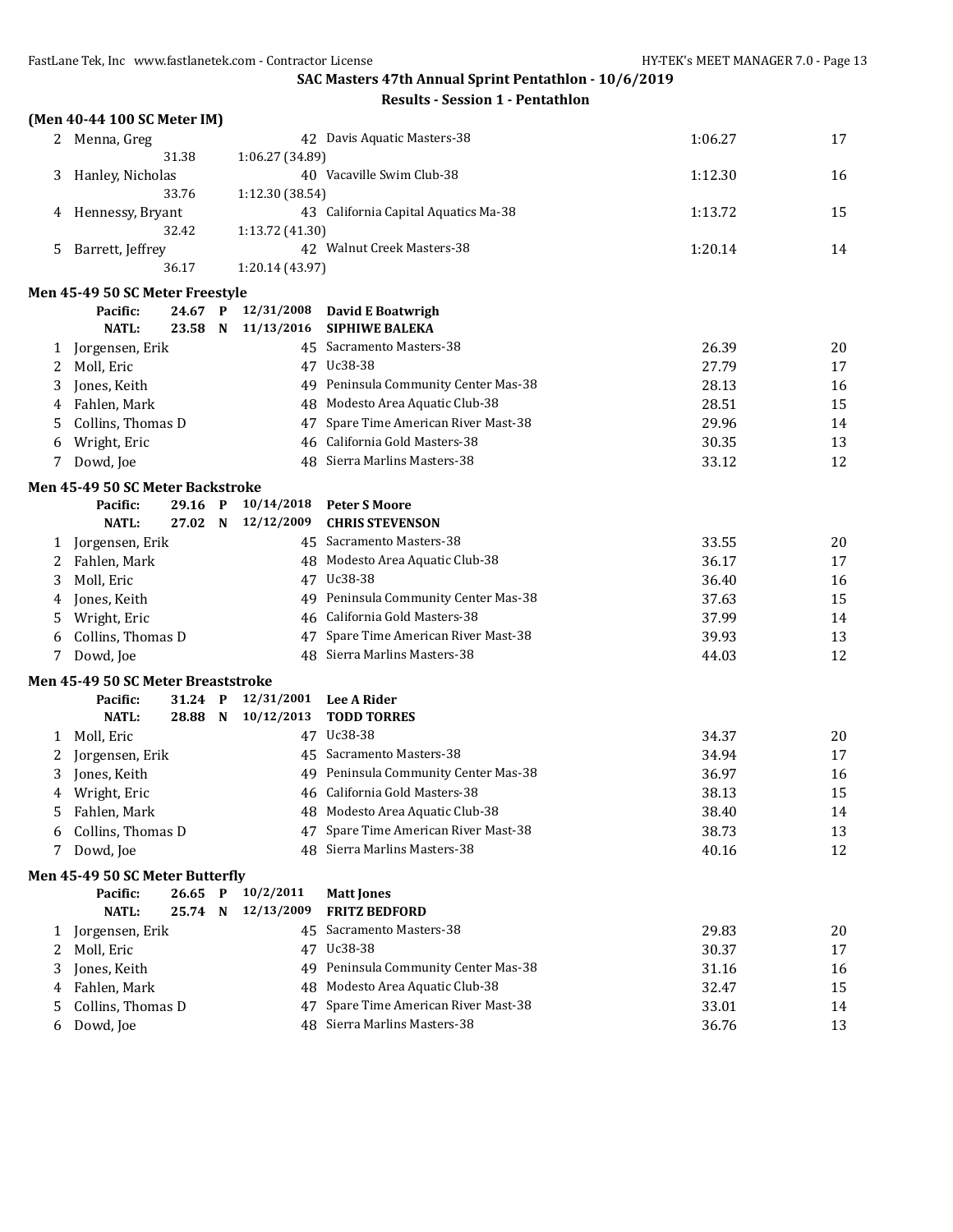**SAC Masters 47th Annual Sprint Pentathlon - 10/6/2019**

**Results - Session 1 - Pentathlon**

**(Men 40-44 100 SC Meter IM)**

| | Name | | Age | Team | Finals Time | Points |
|---|---|---|---|---|---|---|
| 2 | Menna, Greg | | 42 | Davis Aquatic Masters-38 | 1:06.27 | 17 |
| | 31.38 | 1:06.27 (34.89) | | | | |
| 3 | Hanley, Nicholas | | 40 | Vacaville Swim Club-38 | 1:12.30 | 16 |
| | 33.76 | 1:12.30 (38.54) | | | | |
| 4 | Hennessy, Bryant | | 43 | California Capital Aquatics Ma-38 | 1:13.72 | 15 |
| | 32.42 | 1:13.72 (41.30) | | | | |
| 5 | Barrett, Jeffrey | | 42 | Walnut Creek Masters-38 | 1:20.14 | 14 |
| | 36.17 | 1:20.14 (43.97) | | | | |

**Men 45-49 50 SC Meter Freestyle**

| | | | | | | |
|---|---|---|---|---|---|---|
| | Pacific: 24.67 P | 12/31/2008 | | David E Boatwrigh | | |
| | NATL: 23.58 N | 11/13/2016 | | SIPHIWE BALEKA | | |
| 1 | Jorgensen, Erik | | 45 | Sacramento Masters-38 | 26.39 | 20 |
| 2 | Moll, Eric | | 47 | Uc38-38 | 27.79 | 17 |
| 3 | Jones, Keith | | 49 | Peninsula Community Center Mas-38 | 28.13 | 16 |
| 4 | Fahlen, Mark | | 48 | Modesto Area Aquatic Club-38 | 28.51 | 15 |
| 5 | Collins, Thomas D | | 47 | Spare Time American River Mast-38 | 29.96 | 14 |
| 6 | Wright, Eric | | 46 | California Gold Masters-38 | 30.35 | 13 |
| 7 | Dowd, Joe | | 48 | Sierra Marlins Masters-38 | 33.12 | 12 |

**Men 45-49 50 SC Meter Backstroke**

| | | | | | | |
|---|---|---|---|---|---|---|
| | Pacific: 29.16 P | 10/14/2018 | | Peter S Moore | | |
| | NATL: 27.02 N | 12/12/2009 | | CHRIS STEVENSON | | |
| 1 | Jorgensen, Erik | | 45 | Sacramento Masters-38 | 33.55 | 20 |
| 2 | Fahlen, Mark | | 48 | Modesto Area Aquatic Club-38 | 36.17 | 17 |
| 3 | Moll, Eric | | 47 | Uc38-38 | 36.40 | 16 |
| 4 | Jones, Keith | | 49 | Peninsula Community Center Mas-38 | 37.63 | 15 |
| 5 | Wright, Eric | | 46 | California Gold Masters-38 | 37.99 | 14 |
| 6 | Collins, Thomas D | | 47 | Spare Time American River Mast-38 | 39.93 | 13 |
| 7 | Dowd, Joe | | 48 | Sierra Marlins Masters-38 | 44.03 | 12 |

**Men 45-49 50 SC Meter Breaststroke**

| | | | | | | |
|---|---|---|---|---|---|---|
| | Pacific: 31.24 P | 12/31/2001 | | Lee A Rider | | |
| | NATL: 28.88 N | 10/12/2013 | | TODD TORRES | | |
| 1 | Moll, Eric | | 47 | Uc38-38 | 34.37 | 20 |
| 2 | Jorgensen, Erik | | 45 | Sacramento Masters-38 | 34.94 | 17 |
| 3 | Jones, Keith | | 49 | Peninsula Community Center Mas-38 | 36.97 | 16 |
| 4 | Wright, Eric | | 46 | California Gold Masters-38 | 38.13 | 15 |
| 5 | Fahlen, Mark | | 48 | Modesto Area Aquatic Club-38 | 38.40 | 14 |
| 6 | Collins, Thomas D | | 47 | Spare Time American River Mast-38 | 38.73 | 13 |
| 7 | Dowd, Joe | | 48 | Sierra Marlins Masters-38 | 40.16 | 12 |

**Men 45-49 50 SC Meter Butterfly**

| | | | | | | |
|---|---|---|---|---|---|---|
| | Pacific: 26.65 P | 10/2/2011 | | Matt Jones | | |
| | NATL: 25.74 N | 12/13/2009 | | FRITZ BEDFORD | | |
| 1 | Jorgensen, Erik | | 45 | Sacramento Masters-38 | 29.83 | 20 |
| 2 | Moll, Eric | | 47 | Uc38-38 | 30.37 | 17 |
| 3 | Jones, Keith | | 49 | Peninsula Community Center Mas-38 | 31.16 | 16 |
| 4 | Fahlen, Mark | | 48 | Modesto Area Aquatic Club-38 | 32.47 | 15 |
| 5 | Collins, Thomas D | | 47 | Spare Time American River Mast-38 | 33.01 | 14 |
| 6 | Dowd, Joe | | 48 | Sierra Marlins Masters-38 | 36.76 | 13 |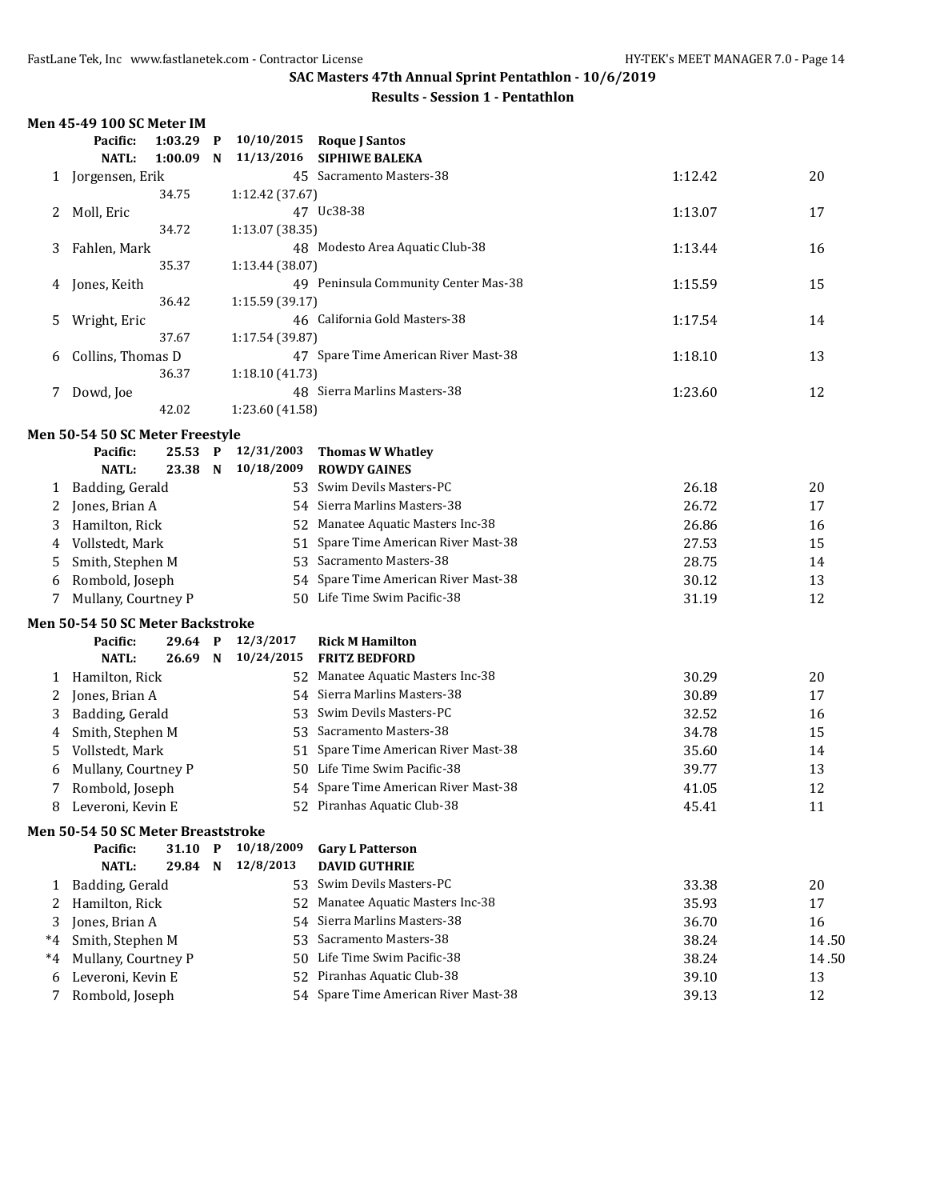## SAC Masters 47th Annual Sprint Pentathlon - 10/6/2019

### Results - Session 1 - Pentathlon

#### Men 45-49 100 SC Meter IM

| | | | | | | |
|---|---|---|---|---|---|---|
| | **Pacific:** | **1:03.29 P** | **10/10/2015** | **Roque J Santos** | | |
| | **NATL:** | **1:00.09 N** | **11/13/2016** | **SIPHIWE BALEKA** | | |
| 1 | Jorgensen, Erik | | 45 | Sacramento Masters-38 | 1:12.42 | 20 |
| | | 34.75 | 1:12.42 (37.67) | | | |
| 2 | Moll, Eric | | 47 | Uc38-38 | 1:13.07 | 17 |
| | | 34.72 | 1:13.07 (38.35) | | | |
| 3 | Fahlen, Mark | | 48 | Modesto Area Aquatic Club-38 | 1:13.44 | 16 |
| | | 35.37 | 1:13.44 (38.07) | | | |
| 4 | Jones, Keith | | 49 | Peninsula Community Center Mas-38 | 1:15.59 | 15 |
| | | 36.42 | 1:15.59 (39.17) | | | |
| 5 | Wright, Eric | | 46 | California Gold Masters-38 | 1:17.54 | 14 |
| | | 37.67 | 1:17.54 (39.87) | | | |
| 6 | Collins, Thomas D | | 47 | Spare Time American River Mast-38 | 1:18.10 | 13 |
| | | 36.37 | 1:18.10 (41.73) | | | |
| 7 | Dowd, Joe | | 48 | Sierra Marlins Masters-38 | 1:23.60 | 12 |
| | | 42.02 | 1:23.60 (41.58) | | | |

#### Men 50-54 50 SC Meter Freestyle

| | | | | | |
|---|---|---|---|---|---|
| | **Pacific:** 25.53 P | **12/31/2003** | **Thomas W Whatley** | | |
| | **NATL:** 23.38 N | **10/18/2009** | **ROWDY GAINES** | | |
| 1 | Badding, Gerald | 53 | Swim Devils Masters-PC | 26.18 | 20 |
| 2 | Jones, Brian A | 54 | Sierra Marlins Masters-38 | 26.72 | 17 |
| 3 | Hamilton, Rick | 52 | Manatee Aquatic Masters Inc-38 | 26.86 | 16 |
| 4 | Vollstedt, Mark | 51 | Spare Time American River Mast-38 | 27.53 | 15 |
| 5 | Smith, Stephen M | 53 | Sacramento Masters-38 | 28.75 | 14 |
| 6 | Rombold, Joseph | 54 | Spare Time American River Mast-38 | 30.12 | 13 |
| 7 | Mullany, Courtney P | 50 | Life Time Swim Pacific-38 | 31.19 | 12 |

#### Men 50-54 50 SC Meter Backstroke

| | | | | | |
|---|---|---|---|---|---|
| | **Pacific:** 29.64 P | **12/3/2017** | **Rick M Hamilton** | | |
| | **NATL:** 26.69 N | **10/24/2015** | **FRITZ BEDFORD** | | |
| 1 | Hamilton, Rick | 52 | Manatee Aquatic Masters Inc-38 | 30.29 | 20 |
| 2 | Jones, Brian A | 54 | Sierra Marlins Masters-38 | 30.89 | 17 |
| 3 | Badding, Gerald | 53 | Swim Devils Masters-PC | 32.52 | 16 |
| 4 | Smith, Stephen M | 53 | Sacramento Masters-38 | 34.78 | 15 |
| 5 | Vollstedt, Mark | 51 | Spare Time American River Mast-38 | 35.60 | 14 |
| 6 | Mullany, Courtney P | 50 | Life Time Swim Pacific-38 | 39.77 | 13 |
| 7 | Rombold, Joseph | 54 | Spare Time American River Mast-38 | 41.05 | 12 |
| 8 | Leveroni, Kevin E | 52 | Piranhas Aquatic Club-38 | 45.41 | 11 |

#### Men 50-54 50 SC Meter Breaststroke

| | | | | | |
|---|---|---|---|---|---|
| | **Pacific:** 31.10 P | **10/18/2009** | **Gary L Patterson** | | |
| | **NATL:** 29.84 N | **12/8/2013** | **DAVID GUTHRIE** | | |
| 1 | Badding, Gerald | 53 | Swim Devils Masters-PC | 33.38 | 20 |
| 2 | Hamilton, Rick | 52 | Manatee Aquatic Masters Inc-38 | 35.93 | 17 |
| 3 | Jones, Brian A | 54 | Sierra Marlins Masters-38 | 36.70 | 16 |
| *4 | Smith, Stephen M | 53 | Sacramento Masters-38 | 38.24 | 14.50 |
| *4 | Mullany, Courtney P | 50 | Life Time Swim Pacific-38 | 38.24 | 14.50 |
| 6 | Leveroni, Kevin E | 52 | Piranhas Aquatic Club-38 | 39.10 | 13 |
| 7 | Rombold, Joseph | 54 | Spare Time American River Mast-38 | 39.13 | 12 |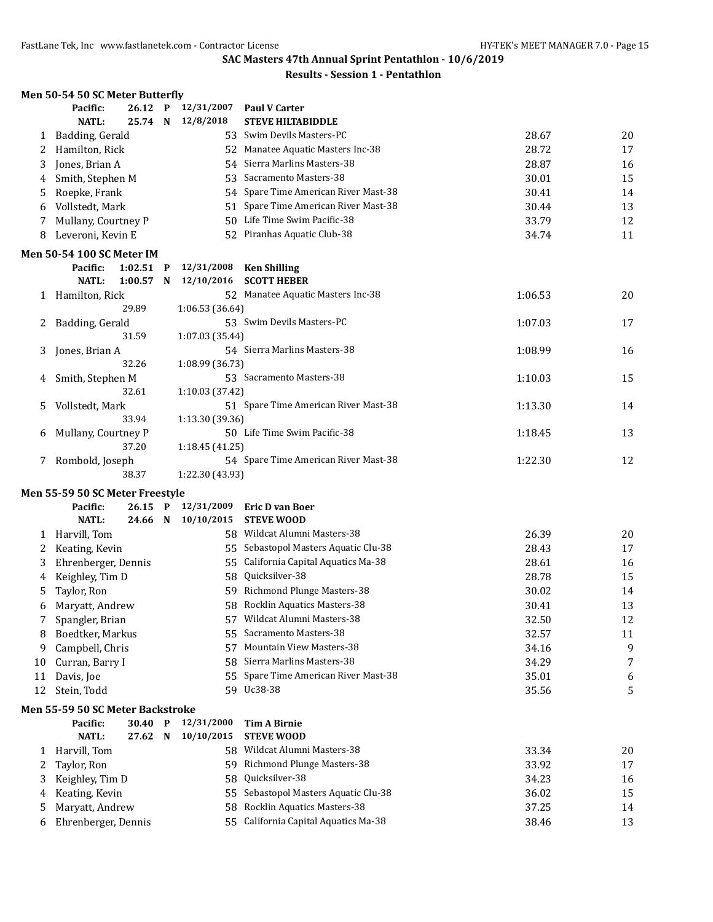## SAC Masters 47th Annual Sprint Pentathlon - 10/6/2019

### Results - Session 1 - Pentathlon

#### Men 50-54 50 SC Meter Butterfly

| | Name | Age | Team | Time | Points |
|---|---|---|---|---|---|
| | Pacific: 26.12 P | | 12/31/2007 Paul V Carter | | |
| | NATL: 25.74 N | | 12/8/2018 STEVE HILTABIDDLE | | |
| 1 | Badding, Gerald | 53 | Swim Devils Masters-PC | 28.67 | 20 |
| 2 | Hamilton, Rick | 52 | Manatee Aquatic Masters Inc-38 | 28.72 | 17 |
| 3 | Jones, Brian A | 54 | Sierra Marlins Masters-38 | 28.87 | 16 |
| 4 | Smith, Stephen M | 53 | Sacramento Masters-38 | 30.01 | 15 |
| 5 | Roepke, Frank | 54 | Spare Time American River Mast-38 | 30.41 | 14 |
| 6 | Vollstedt, Mark | 51 | Spare Time American River Mast-38 | 30.44 | 13 |
| 7 | Mullany, Courtney P | 50 | Life Time Swim Pacific-38 | 33.79 | 12 |
| 8 | Leveroni, Kevin E | 52 | Piranhas Aquatic Club-38 | 34.74 | 11 |

#### Men 50-54 100 SC Meter IM

| | Name | Age | Team | Time | Points |
|---|---|---|---|---|---|
| | Pacific: 1:02.51 P | | 12/31/2008 Ken Shilling | | |
| | NATL: 1:00.57 N | | 12/10/2016 SCOTT HEBER | | |
| 1 | Hamilton, Rick | 52 | Manatee Aquatic Masters Inc-38 | 1:06.53 | 20 |
| | 29.89 | 1:06.53 (36.64) | | | |
| 2 | Badding, Gerald | 53 | Swim Devils Masters-PC | 1:07.03 | 17 |
| | 31.59 | 1:07.03 (35.44) | | | |
| 3 | Jones, Brian A | 54 | Sierra Marlins Masters-38 | 1:08.99 | 16 |
| | 32.26 | 1:08.99 (36.73) | | | |
| 4 | Smith, Stephen M | 53 | Sacramento Masters-38 | 1:10.03 | 15 |
| | 32.61 | 1:10.03 (37.42) | | | |
| 5 | Vollstedt, Mark | 51 | Spare Time American River Mast-38 | 1:13.30 | 14 |
| | 33.94 | 1:13.30 (39.36) | | | |
| 6 | Mullany, Courtney P | 50 | Life Time Swim Pacific-38 | 1:18.45 | 13 |
| | 37.20 | 1:18.45 (41.25) | | | |
| 7 | Rombold, Joseph | 54 | Spare Time American River Mast-38 | 1:22.30 | 12 |
| | 38.37 | 1:22.30 (43.93) | | | |

#### Men 55-59 50 SC Meter Freestyle

| | Name | Age | Team | Time | Points |
|---|---|---|---|---|---|
| | Pacific: 26.15 P | | 12/31/2009 Eric D van Boer | | |
| | NATL: 24.66 N | | 10/10/2015 STEVE WOOD | | |
| 1 | Harvill, Tom | 58 | Wildcat Alumni Masters-38 | 26.39 | 20 |
| 2 | Keating, Kevin | 55 | Sebastopol Masters Aquatic Clu-38 | 28.43 | 17 |
| 3 | Ehrenberger, Dennis | 55 | California Capital Aquatics Ma-38 | 28.61 | 16 |
| 4 | Keighley, Tim D | 58 | Quicksilver-38 | 28.78 | 15 |
| 5 | Taylor, Ron | 59 | Richmond Plunge Masters-38 | 30.02 | 14 |
| 6 | Maryatt, Andrew | 58 | Rocklin Aquatics Masters-38 | 30.41 | 13 |
| 7 | Spangler, Brian | 57 | Wildcat Alumni Masters-38 | 32.50 | 12 |
| 8 | Boedtker, Markus | 55 | Sacramento Masters-38 | 32.57 | 11 |
| 9 | Campbell, Chris | 57 | Mountain View Masters-38 | 34.16 | 9 |
| 10 | Curran, Barry I | 58 | Sierra Marlins Masters-38 | 34.29 | 7 |
| 11 | Davis, Joe | 55 | Spare Time American River Mast-38 | 35.01 | 6 |
| 12 | Stein, Todd | 59 | Uc38-38 | 35.56 | 5 |

#### Men 55-59 50 SC Meter Backstroke

| | Name | Age | Team | Time | Points |
|---|---|---|---|---|---|
| | Pacific: 30.40 P | | 12/31/2000 Tim A Birnie | | |
| | NATL: 27.62 N | | 10/10/2015 STEVE WOOD | | |
| 1 | Harvill, Tom | 58 | Wildcat Alumni Masters-38 | 33.34 | 20 |
| 2 | Taylor, Ron | 59 | Richmond Plunge Masters-38 | 33.92 | 17 |
| 3 | Keighley, Tim D | 58 | Quicksilver-38 | 34.23 | 16 |
| 4 | Keating, Kevin | 55 | Sebastopol Masters Aquatic Clu-38 | 36.02 | 15 |
| 5 | Maryatt, Andrew | 58 | Rocklin Aquatics Masters-38 | 37.25 | 14 |
| 6 | Ehrenberger, Dennis | 55 | California Capital Aquatics Ma-38 | 38.46 | 13 |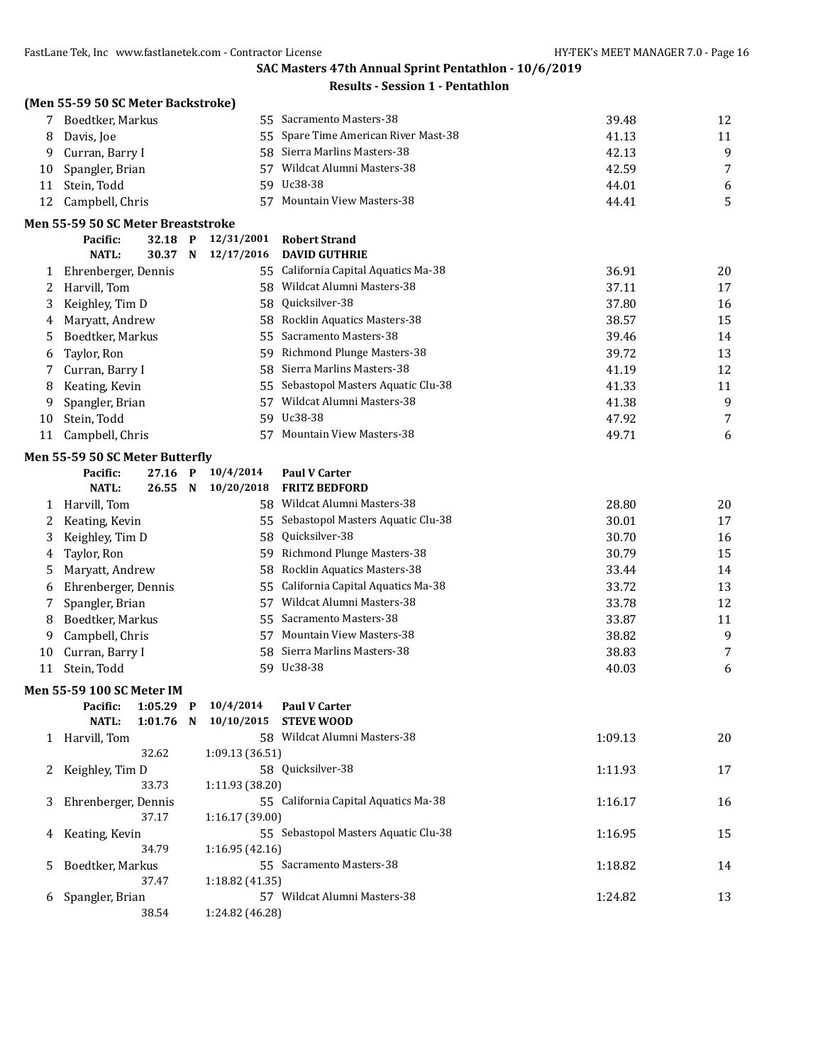## SAC Masters 47th Annual Sprint Pentathlon - 10/6/2019

### Results - Session 1 - Pentathlon

**(Men 55-59 50 SC Meter Backstroke)**

| Place | Name | Age | Team | Time | Points |
|---|---|---|---|---|---|
| 7 | Boedtker, Markus | 55 | Sacramento Masters-38 | 39.48 | 12 |
| 8 | Davis, Joe | 55 | Spare Time American River Mast-38 | 41.13 | 11 |
| 9 | Curran, Barry I | 58 | Sierra Marlins Masters-38 | 42.13 | 9 |
| 10 | Spangler, Brian | 57 | Wildcat Alumni Masters-38 | 42.59 | 7 |
| 11 | Stein, Todd | 59 | Uc38-38 | 44.01 | 6 |
| 12 | Campbell, Chris | 57 | Mountain View Masters-38 | 44.41 | 5 |

**Men 55-59 50 SC Meter Breaststroke**

Pacific: 32.18 P 12/31/2001 **Robert Strand**
NATL: 30.37 N 12/17/2016 **DAVID GUTHRIE**

| Place | Name | Age | Team | Time | Points |
|---|---|---|---|---|---|
| 1 | Ehrenberger, Dennis | 55 | California Capital Aquatics Ma-38 | 36.91 | 20 |
| 2 | Harvill, Tom | 58 | Wildcat Alumni Masters-38 | 37.11 | 17 |
| 3 | Keighley, Tim D | 58 | Quicksilver-38 | 37.80 | 16 |
| 4 | Maryatt, Andrew | 58 | Rocklin Aquatics Masters-38 | 38.57 | 15 |
| 5 | Boedtker, Markus | 55 | Sacramento Masters-38 | 39.46 | 14 |
| 6 | Taylor, Ron | 59 | Richmond Plunge Masters-38 | 39.72 | 13 |
| 7 | Curran, Barry I | 58 | Sierra Marlins Masters-38 | 41.19 | 12 |
| 8 | Keating, Kevin | 55 | Sebastopol Masters Aquatic Clu-38 | 41.33 | 11 |
| 9 | Spangler, Brian | 57 | Wildcat Alumni Masters-38 | 41.38 | 9 |
| 10 | Stein, Todd | 59 | Uc38-38 | 47.92 | 7 |
| 11 | Campbell, Chris | 57 | Mountain View Masters-38 | 49.71 | 6 |

**Men 55-59 50 SC Meter Butterfly**

Pacific: 27.16 P 10/4/2014 **Paul V Carter**
NATL: 26.55 N 10/20/2018 **FRITZ BEDFORD**

| Place | Name | Age | Team | Time | Points |
|---|---|---|---|---|---|
| 1 | Harvill, Tom | 58 | Wildcat Alumni Masters-38 | 28.80 | 20 |
| 2 | Keating, Kevin | 55 | Sebastopol Masters Aquatic Clu-38 | 30.01 | 17 |
| 3 | Keighley, Tim D | 58 | Quicksilver-38 | 30.70 | 16 |
| 4 | Taylor, Ron | 59 | Richmond Plunge Masters-38 | 30.79 | 15 |
| 5 | Maryatt, Andrew | 58 | Rocklin Aquatics Masters-38 | 33.44 | 14 |
| 6 | Ehrenberger, Dennis | 55 | California Capital Aquatics Ma-38 | 33.72 | 13 |
| 7 | Spangler, Brian | 57 | Wildcat Alumni Masters-38 | 33.78 | 12 |
| 8 | Boedtker, Markus | 55 | Sacramento Masters-38 | 33.87 | 11 |
| 9 | Campbell, Chris | 57 | Mountain View Masters-38 | 38.82 | 9 |
| 10 | Curran, Barry I | 58 | Sierra Marlins Masters-38 | 38.83 | 7 |
| 11 | Stein, Todd | 59 | Uc38-38 | 40.03 | 6 |

**Men 55-59 100 SC Meter IM**

Pacific: 1:05.29 P 10/4/2014 **Paul V Carter**
NATL: 1:01.76 N 10/10/2015 **STEVE WOOD**

| Place | Name | Age | Team | Time | Points |
|---|---|---|---|---|---|
| 1 | Harvill, Tom | 58 | Wildcat Alumni Masters-38 | 1:09.13 | 20 |
| | 32.62 | | 1:09.13 (36.51) | | |
| 2 | Keighley, Tim D | 58 | Quicksilver-38 | 1:11.93 | 17 |
| | 33.73 | | 1:11.93 (38.20) | | |
| 3 | Ehrenberger, Dennis | 55 | California Capital Aquatics Ma-38 | 1:16.17 | 16 |
| | 37.17 | | 1:16.17 (39.00) | | |
| 4 | Keating, Kevin | 55 | Sebastopol Masters Aquatic Clu-38 | 1:16.95 | 15 |
| | 34.79 | | 1:16.95 (42.16) | | |
| 5 | Boedtker, Markus | 55 | Sacramento Masters-38 | 1:18.82 | 14 |
| | 37.47 | | 1:18.82 (41.35) | | |
| 6 | Spangler, Brian | 57 | Wildcat Alumni Masters-38 | 1:24.82 | 13 |
| | 38.54 | | 1:24.82 (46.28) | | |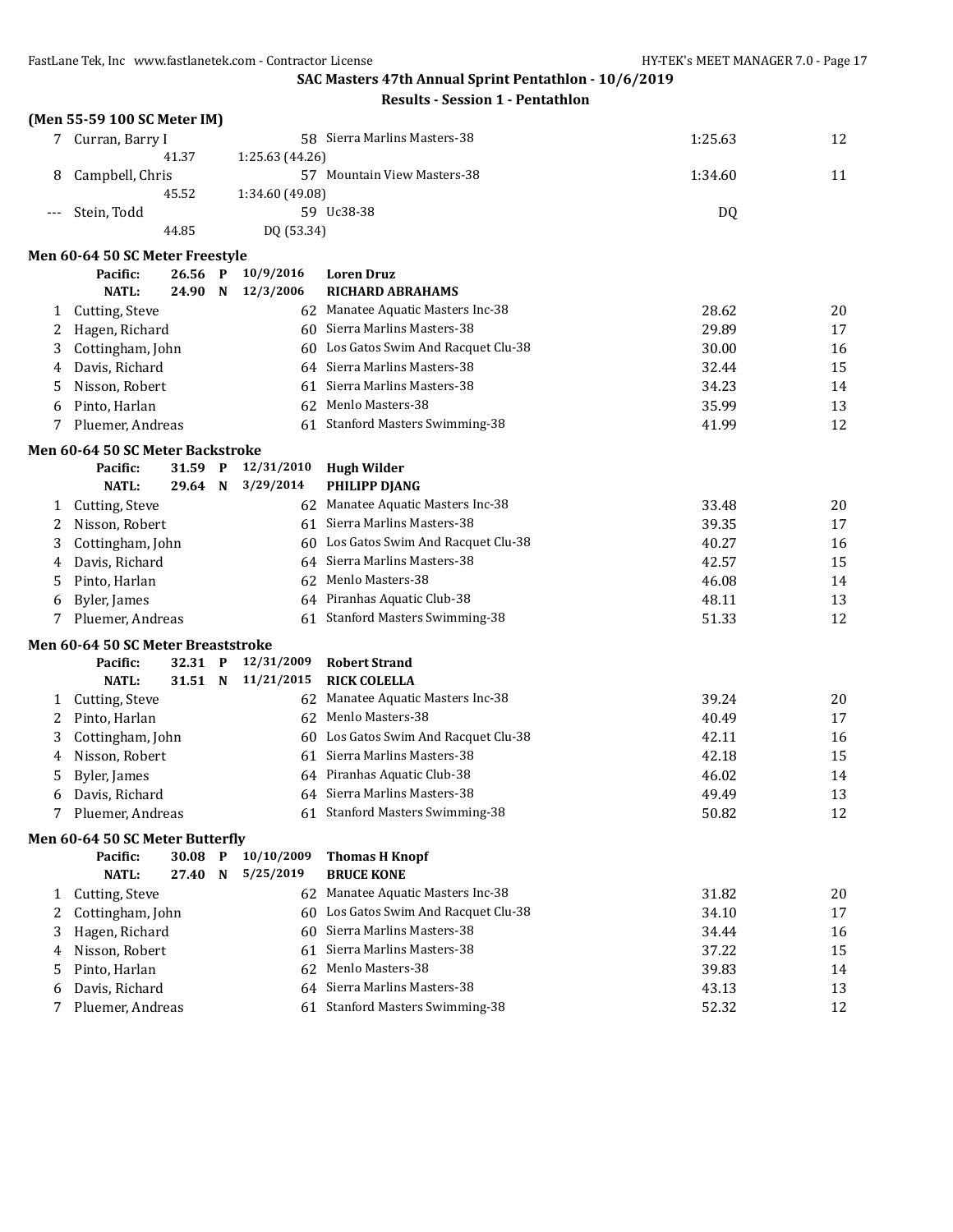SAC Masters 47th Annual Sprint Pentathlon - 10/6/2019

Results - Session 1 - Pentathlon

### (Men 55-59 100 SC Meter IM)

| Place | Name | Age | Team | Finals Time | Points |
|---|---|---|---|---|---|
| 7 | Curran, Barry I | 58 | Sierra Marlins Masters-38 | 1:25.63 | 12 |
| | 41.37 1:25.63 (44.26) | | | | |
| 8 | Campbell, Chris | 57 | Mountain View Masters-38 | 1:34.60 | 11 |
| | 45.52 1:34.60 (49.08) | | | | |
| --- | Stein, Todd | 59 | Uc38-38 | DQ | |
| | 44.85 DQ (53.34) | | | | |

### Men 60-64 50 SC Meter Freestyle

Pacific: 26.56 P 10/9/2016 Loren Druz
NATL: 24.90 N 12/3/2006 RICHARD ABRAHAMS

| Place | Name | Age | Team | Finals Time | Points |
|---|---|---|---|---|---|
| 1 | Cutting, Steve | 62 | Manatee Aquatic Masters Inc-38 | 28.62 | 20 |
| 2 | Hagen, Richard | 60 | Sierra Marlins Masters-38 | 29.89 | 17 |
| 3 | Cottingham, John | 60 | Los Gatos Swim And Racquet Clu-38 | 30.00 | 16 |
| 4 | Davis, Richard | 64 | Sierra Marlins Masters-38 | 32.44 | 15 |
| 5 | Nisson, Robert | 61 | Sierra Marlins Masters-38 | 34.23 | 14 |
| 6 | Pinto, Harlan | 62 | Menlo Masters-38 | 35.99 | 13 |
| 7 | Pluemer, Andreas | 61 | Stanford Masters Swimming-38 | 41.99 | 12 |

### Men 60-64 50 SC Meter Backstroke

Pacific: 31.59 P 12/31/2010 Hugh Wilder
NATL: 29.64 N 3/29/2014 PHILIPP DJANG

| Place | Name | Age | Team | Finals Time | Points |
|---|---|---|---|---|---|
| 1 | Cutting, Steve | 62 | Manatee Aquatic Masters Inc-38 | 33.48 | 20 |
| 2 | Nisson, Robert | 61 | Sierra Marlins Masters-38 | 39.35 | 17 |
| 3 | Cottingham, John | 60 | Los Gatos Swim And Racquet Clu-38 | 40.27 | 16 |
| 4 | Davis, Richard | 64 | Sierra Marlins Masters-38 | 42.57 | 15 |
| 5 | Pinto, Harlan | 62 | Menlo Masters-38 | 46.08 | 14 |
| 6 | Byler, James | 64 | Piranhas Aquatic Club-38 | 48.11 | 13 |
| 7 | Pluemer, Andreas | 61 | Stanford Masters Swimming-38 | 51.33 | 12 |

### Men 60-64 50 SC Meter Breaststroke

Pacific: 32.31 P 12/31/2009 Robert Strand
NATL: 31.51 N 11/21/2015 RICK COLELLA

| Place | Name | Age | Team | Finals Time | Points |
|---|---|---|---|---|---|
| 1 | Cutting, Steve | 62 | Manatee Aquatic Masters Inc-38 | 39.24 | 20 |
| 2 | Pinto, Harlan | 62 | Menlo Masters-38 | 40.49 | 17 |
| 3 | Cottingham, John | 60 | Los Gatos Swim And Racquet Clu-38 | 42.11 | 16 |
| 4 | Nisson, Robert | 61 | Sierra Marlins Masters-38 | 42.18 | 15 |
| 5 | Byler, James | 64 | Piranhas Aquatic Club-38 | 46.02 | 14 |
| 6 | Davis, Richard | 64 | Sierra Marlins Masters-38 | 49.49 | 13 |
| 7 | Pluemer, Andreas | 61 | Stanford Masters Swimming-38 | 50.82 | 12 |

### Men 60-64 50 SC Meter Butterfly

Pacific: 30.08 P 10/10/2009 Thomas H Knopf
NATL: 27.40 N 5/25/2019 BRUCE KONE

| Place | Name | Age | Team | Finals Time | Points |
|---|---|---|---|---|---|
| 1 | Cutting, Steve | 62 | Manatee Aquatic Masters Inc-38 | 31.82 | 20 |
| 2 | Cottingham, John | 60 | Los Gatos Swim And Racquet Clu-38 | 34.10 | 17 |
| 3 | Hagen, Richard | 60 | Sierra Marlins Masters-38 | 34.44 | 16 |
| 4 | Nisson, Robert | 61 | Sierra Marlins Masters-38 | 37.22 | 15 |
| 5 | Pinto, Harlan | 62 | Menlo Masters-38 | 39.83 | 14 |
| 6 | Davis, Richard | 64 | Sierra Marlins Masters-38 | 43.13 | 13 |
| 7 | Pluemer, Andreas | 61 | Stanford Masters Swimming-38 | 52.32 | 12 |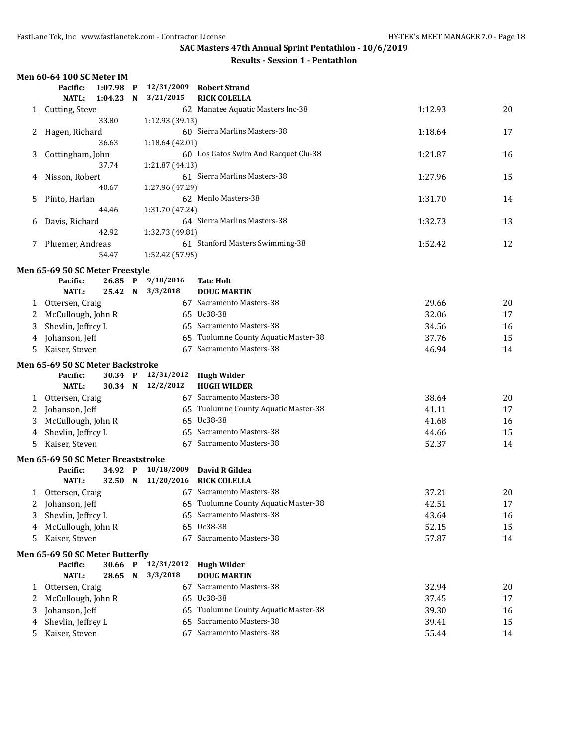## SAC Masters 47th Annual Sprint Pentathlon - 10/6/2019

### Results - Session 1 - Pentathlon

#### Men 60-64 100 SC Meter IM

| | | | | | |
|---|---|---|---|---|---|
| Pacific: | 1:07.98 P | 12/31/2009 | Robert Strand | | |
| NATL: | 1:04.23 N | 3/21/2015 | RICK COLELLA | | |
| 1 | Cutting, Steve | 62 | Manatee Aquatic Masters Inc-38 | 1:12.93 | 20 |
| | 33.80 | 1:12.93 (39.13) | | | |
| 2 | Hagen, Richard | 60 | Sierra Marlins Masters-38 | 1:18.64 | 17 |
| | 36.63 | 1:18.64 (42.01) | | | |
| 3 | Cottingham, John | 60 | Los Gatos Swim And Racquet Clu-38 | 1:21.87 | 16 |
| | 37.74 | 1:21.87 (44.13) | | | |
| 4 | Nisson, Robert | 61 | Sierra Marlins Masters-38 | 1:27.96 | 15 |
| | 40.67 | 1:27.96 (47.29) | | | |
| 5 | Pinto, Harlan | 62 | Menlo Masters-38 | 1:31.70 | 14 |
| | 44.46 | 1:31.70 (47.24) | | | |
| 6 | Davis, Richard | 64 | Sierra Marlins Masters-38 | 1:32.73 | 13 |
| | 42.92 | 1:32.73 (49.81) | | | |
| 7 | Pluemer, Andreas | 61 | Stanford Masters Swimming-38 | 1:52.42 | 12 |
| | 54.47 | 1:52.42 (57.95) | | | |

#### Men 65-69 50 SC Meter Freestyle

| | | | | | |
|---|---|---|---|---|---|
| Pacific: | 26.85 P | 9/18/2016 | Tate Holt | | |
| NATL: | 25.42 N | 3/3/2018 | DOUG MARTIN | | |
| 1 | Ottersen, Craig | 67 | Sacramento Masters-38 | 29.66 | 20 |
| 2 | McCullough, John R | 65 | Uc38-38 | 32.06 | 17 |
| 3 | Shevlin, Jeffrey L | 65 | Sacramento Masters-38 | 34.56 | 16 |
| 4 | Johanson, Jeff | 65 | Tuolumne County Aquatic Master-38 | 37.76 | 15 |
| 5 | Kaiser, Steven | 67 | Sacramento Masters-38 | 46.94 | 14 |

#### Men 65-69 50 SC Meter Backstroke

| | | | | | |
|---|---|---|---|---|---|
| Pacific: | 30.34 P | 12/31/2012 | Hugh Wilder | | |
| NATL: | 30.34 N | 12/2/2012 | HUGH WILDER | | |
| 1 | Ottersen, Craig | 67 | Sacramento Masters-38 | 38.64 | 20 |
| 2 | Johanson, Jeff | 65 | Tuolumne County Aquatic Master-38 | 41.11 | 17 |
| 3 | McCullough, John R | 65 | Uc38-38 | 41.68 | 16 |
| 4 | Shevlin, Jeffrey L | 65 | Sacramento Masters-38 | 44.66 | 15 |
| 5 | Kaiser, Steven | 67 | Sacramento Masters-38 | 52.37 | 14 |

#### Men 65-69 50 SC Meter Breaststroke

| | | | | | |
|---|---|---|---|---|---|
| Pacific: | 34.92 P | 10/18/2009 | David R Gildea | | |
| NATL: | 32.50 N | 11/20/2016 | RICK COLELLA | | |
| 1 | Ottersen, Craig | 67 | Sacramento Masters-38 | 37.21 | 20 |
| 2 | Johanson, Jeff | 65 | Tuolumne County Aquatic Master-38 | 42.51 | 17 |
| 3 | Shevlin, Jeffrey L | 65 | Sacramento Masters-38 | 43.64 | 16 |
| 4 | McCullough, John R | 65 | Uc38-38 | 52.15 | 15 |
| 5 | Kaiser, Steven | 67 | Sacramento Masters-38 | 57.87 | 14 |

#### Men 65-69 50 SC Meter Butterfly

| | | | | | |
|---|---|---|---|---|---|
| Pacific: | 30.66 P | 12/31/2012 | Hugh Wilder | | |
| NATL: | 28.65 N | 3/3/2018 | DOUG MARTIN | | |
| 1 | Ottersen, Craig | 67 | Sacramento Masters-38 | 32.94 | 20 |
| 2 | McCullough, John R | 65 | Uc38-38 | 37.45 | 17 |
| 3 | Johanson, Jeff | 65 | Tuolumne County Aquatic Master-38 | 39.30 | 16 |
| 4 | Shevlin, Jeffrey L | 65 | Sacramento Masters-38 | 39.41 | 15 |
| 5 | Kaiser, Steven | 67 | Sacramento Masters-38 | 55.44 | 14 |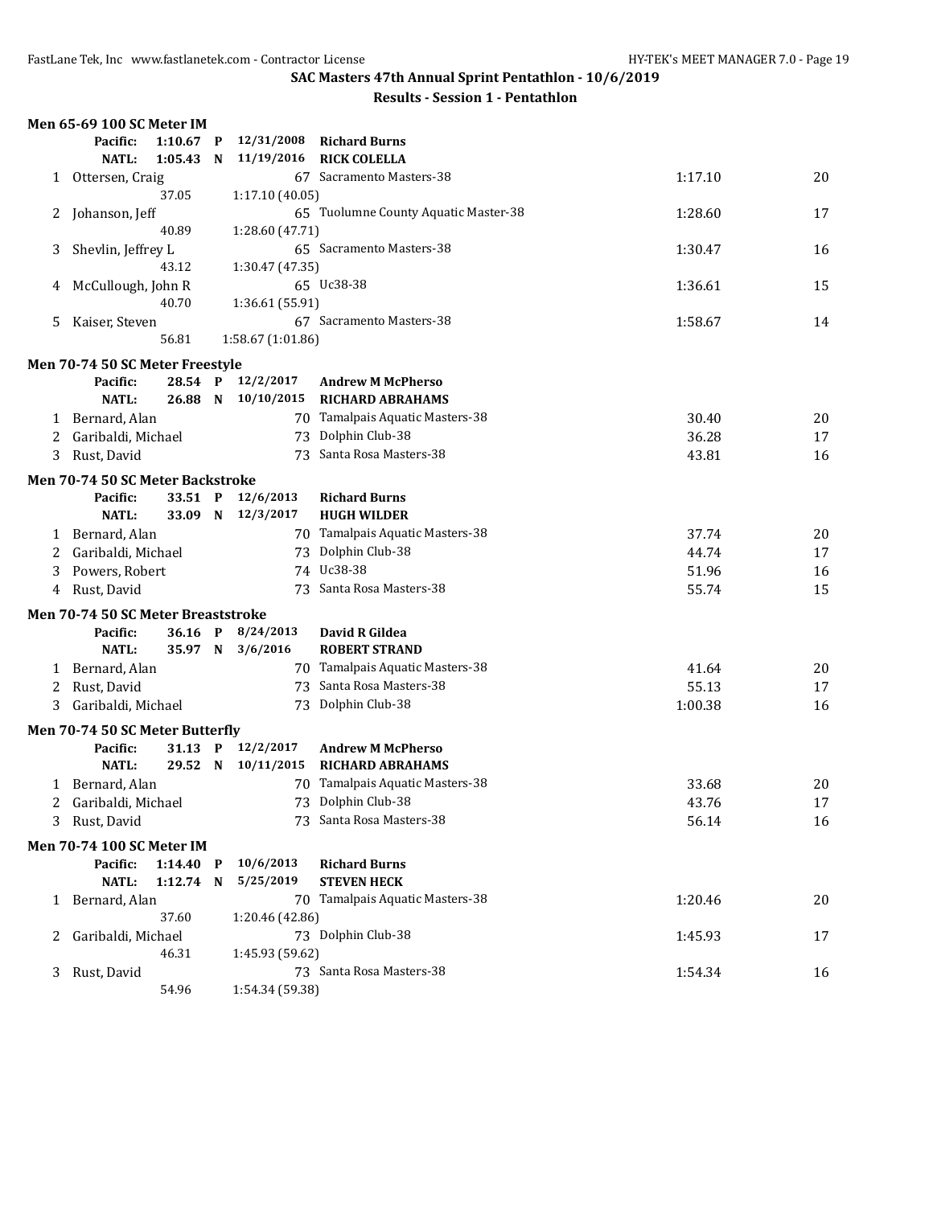**SAC Masters 47th Annual Sprint Pentathlon - 10/6/2019**

**Results - Session 1 - Pentathlon**

### Men 65-69 100 SC Meter IM

| | | | | | | |
|---|---|---|---|---|---|---|
| Pacific: | 1:10.67 | P | 12/31/2008 | Richard Burns | | |
| NATL: | 1:05.43 | N | 11/19/2016 | RICK COLELLA | | |
| 1 | Ottersen, Craig | | 67 | Sacramento Masters-38 | 1:17.10 | 20 |
| | 37.05 | | 1:17.10 (40.05) | | | |
| 2 | Johanson, Jeff | | 65 | Tuolumne County Aquatic Master-38 | 1:28.60 | 17 |
| | 40.89 | | 1:28.60 (47.71) | | | |
| 3 | Shevlin, Jeffrey L | | 65 | Sacramento Masters-38 | 1:30.47 | 16 |
| | 43.12 | | 1:30.47 (47.35) | | | |
| 4 | McCullough, John R | | 65 | Uc38-38 | 1:36.61 | 15 |
| | 40.70 | | 1:36.61 (55.91) | | | |
| 5 | Kaiser, Steven | | 67 | Sacramento Masters-38 | 1:58.67 | 14 |
| | 56.81 | | 1:58.67 (1:01.86) | | | |

### Men 70-74 50 SC Meter Freestyle

| | | | | | | |
|---|---|---|---|---|---|---|
| Pacific: | 28.54 | P | 12/2/2017 | Andrew M McPherso | | |
| NATL: | 26.88 | N | 10/10/2015 | RICHARD ABRAHAMS | | |
| 1 | Bernard, Alan | | 70 | Tamalpais Aquatic Masters-38 | 30.40 | 20 |
| 2 | Garibaldi, Michael | | 73 | Dolphin Club-38 | 36.28 | 17 |
| 3 | Rust, David | | 73 | Santa Rosa Masters-38 | 43.81 | 16 |

### Men 70-74 50 SC Meter Backstroke

| | | | | | | |
|---|---|---|---|---|---|---|
| Pacific: | 33.51 | P | 12/6/2013 | Richard Burns | | |
| NATL: | 33.09 | N | 12/3/2017 | HUGH WILDER | | |
| 1 | Bernard, Alan | | 70 | Tamalpais Aquatic Masters-38 | 37.74 | 20 |
| 2 | Garibaldi, Michael | | 73 | Dolphin Club-38 | 44.74 | 17 |
| 3 | Powers, Robert | | 74 | Uc38-38 | 51.96 | 16 |
| 4 | Rust, David | | 73 | Santa Rosa Masters-38 | 55.74 | 15 |

### Men 70-74 50 SC Meter Breaststroke

| | | | | | | |
|---|---|---|---|---|---|---|
| Pacific: | 36.16 | P | 8/24/2013 | David R Gildea | | |
| NATL: | 35.97 | N | 3/6/2016 | ROBERT STRAND | | |
| 1 | Bernard, Alan | | 70 | Tamalpais Aquatic Masters-38 | 41.64 | 20 |
| 2 | Rust, David | | 73 | Santa Rosa Masters-38 | 55.13 | 17 |
| 3 | Garibaldi, Michael | | 73 | Dolphin Club-38 | 1:00.38 | 16 |

### Men 70-74 50 SC Meter Butterfly

| | | | | | | |
|---|---|---|---|---|---|---|
| Pacific: | 31.13 | P | 12/2/2017 | Andrew M McPherso | | |
| NATL: | 29.52 | N | 10/11/2015 | RICHARD ABRAHAMS | | |
| 1 | Bernard, Alan | | 70 | Tamalpais Aquatic Masters-38 | 33.68 | 20 |
| 2 | Garibaldi, Michael | | 73 | Dolphin Club-38 | 43.76 | 17 |
| 3 | Rust, David | | 73 | Santa Rosa Masters-38 | 56.14 | 16 |

### Men 70-74 100 SC Meter IM

| | | | | | | |
|---|---|---|---|---|---|---|
| Pacific: | 1:14.40 | P | 10/6/2013 | Richard Burns | | |
| NATL: | 1:12.74 | N | 5/25/2019 | STEVEN HECK | | |
| 1 | Bernard, Alan | | 70 | Tamalpais Aquatic Masters-38 | 1:20.46 | 20 |
| | 37.60 | | 1:20.46 (42.86) | | | |
| 2 | Garibaldi, Michael | | 73 | Dolphin Club-38 | 1:45.93 | 17 |
| | 46.31 | | 1:45.93 (59.62) | | | |
| 3 | Rust, David | | 73 | Santa Rosa Masters-38 | 1:54.34 | 16 |
| | 54.96 | | 1:54.34 (59.38) | | | |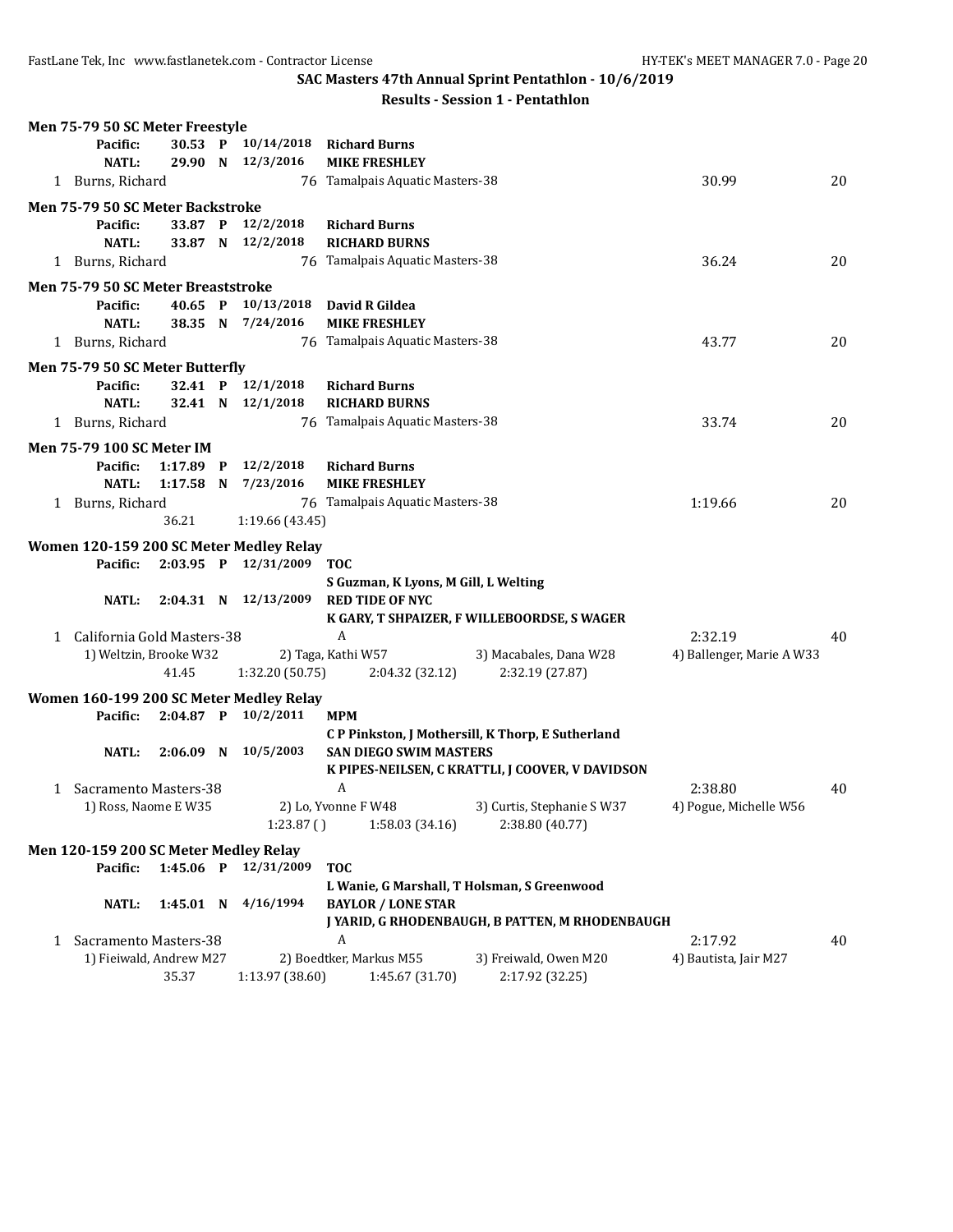**SAC Masters 47th Annual Sprint Pentathlon - 10/6/2019**

**Results - Session 1 - Pentathlon**

### Men 75-79 50 SC Meter Freestyle

| | | | | | |
|---|---|---|---|---|---|
| **Pacific:** | **30.53 P** | **10/14/2018** | **Richard Burns** | | |
| **NATL:** | **29.90 N** | **12/3/2016** | **MIKE FRESHLEY** | | |
| 1 Burns, Richard | | 76 | Tamalpais Aquatic Masters-38 | 30.99 | 20 |

### Men 75-79 50 SC Meter Backstroke

| | | | | | |
|---|---|---|---|---|---|
| **Pacific:** | **33.87 P** | **12/2/2018** | **Richard Burns** | | |
| **NATL:** | **33.87 N** | **12/2/2018** | **RICHARD BURNS** | | |
| 1 Burns, Richard | | 76 | Tamalpais Aquatic Masters-38 | 36.24 | 20 |

### Men 75-79 50 SC Meter Breaststroke

| | | | | | |
|---|---|---|---|---|---|
| **Pacific:** | **40.65 P** | **10/13/2018** | **David R Gildea** | | |
| **NATL:** | **38.35 N** | **7/24/2016** | **MIKE FRESHLEY** | | |
| 1 Burns, Richard | | 76 | Tamalpais Aquatic Masters-38 | 43.77 | 20 |

### Men 75-79 50 SC Meter Butterfly

| | | | | | |
|---|---|---|---|---|---|
| **Pacific:** | **32.41 P** | **12/1/2018** | **Richard Burns** | | |
| **NATL:** | **32.41 N** | **12/1/2018** | **RICHARD BURNS** | | |
| 1 Burns, Richard | | 76 | Tamalpais Aquatic Masters-38 | 33.74 | 20 |

### Men 75-79 100 SC Meter IM

| | | | | | |
|---|---|---|---|---|---|
| **Pacific:** | **1:17.89 P** | **12/2/2018** | **Richard Burns** | | |
| **NATL:** | **1:17.58 N** | **7/23/2016** | **MIKE FRESHLEY** | | |
| 1 Burns, Richard | | 76 | Tamalpais Aquatic Masters-38 | 1:19.66 | 20 |
| | 36.21 | 1:19.66 (43.45) | | | |

### Women 120-159 200 SC Meter Medley Relay

| | | | | | | |
|---|---|---|---|---|---|---|
| **Pacific:** | **2:03.95 P** | **12/31/2009** | **TOC** | | | |
| | | | **S Guzman, K Lyons, M Gill, L Welting** | | | |
| **NATL:** | **2:04.31 N** | **12/13/2009** | **RED TIDE OF NYC** | | | |
| | | | **K GARY, T SHPAIZER, F WILLEBOORDSE, S WAGER** | | | |
| 1 California Gold Masters-38 | | | A | | 2:32.19 | 40 |
| 1) Weltzin, Brooke W32 | | 2) Taga, Kathi W57 | | 3) Macabales, Dana W28 | 4) Ballenger, Marie A W33 | |
| | 41.45 | 1:32.20 (50.75) | 2:04.32 (32.12) | 2:32.19 (27.87) | | |

### Women 160-199 200 SC Meter Medley Relay

| | | | | | | |
|---|---|---|---|---|---|---|
| **Pacific:** | **2:04.87 P** | **10/2/2011** | **MPM** | | | |
| | | | **C P Pinkston, J Mothersill, K Thorp, E Sutherland** | | | |
| **NATL:** | **2:06.09 N** | **10/5/2003** | **SAN DIEGO SWIM MASTERS** | | | |
| | | | **K PIPES-NEILSEN, C KRATTLI, J COOVER, V DAVIDSON** | | | |
| 1 Sacramento Masters-38 | | | A | | 2:38.80 | 40 |
| 1) Ross, Naome E W35 | | 2) Lo, Yvonne F W48 | | 3) Curtis, Stephanie S W37 | 4) Pogue, Michelle W56 | |
| | | 1:23.87 ( ) | 1:58.03 (34.16) | 2:38.80 (40.77) | | |

### Men 120-159 200 SC Meter Medley Relay

| | | | | | | |
|---|---|---|---|---|---|---|
| **Pacific:** | **1:45.06 P** | **12/31/2009** | **TOC** | | | |
| | | | **L Wanie, G Marshall, T Holsman, S Greenwood** | | | |
| **NATL:** | **1:45.01 N** | **4/16/1994** | **BAYLOR / LONE STAR** | | | |
| | | | **J YARID, G RHODENBAUGH, B PATTEN, M RHODENBAUGH** | | | |
| 1 Sacramento Masters-38 | | | A | | 2:17.92 | 40 |
| 1) Fieiwald, Andrew M27 | | 2) Boedtker, Markus M55 | | 3) Freiwald, Owen M20 | 4) Bautista, Jair M27 | |
| | 35.37 | 1:13.97 (38.60) | 1:45.67 (31.70) | 2:17.92 (32.25) | | |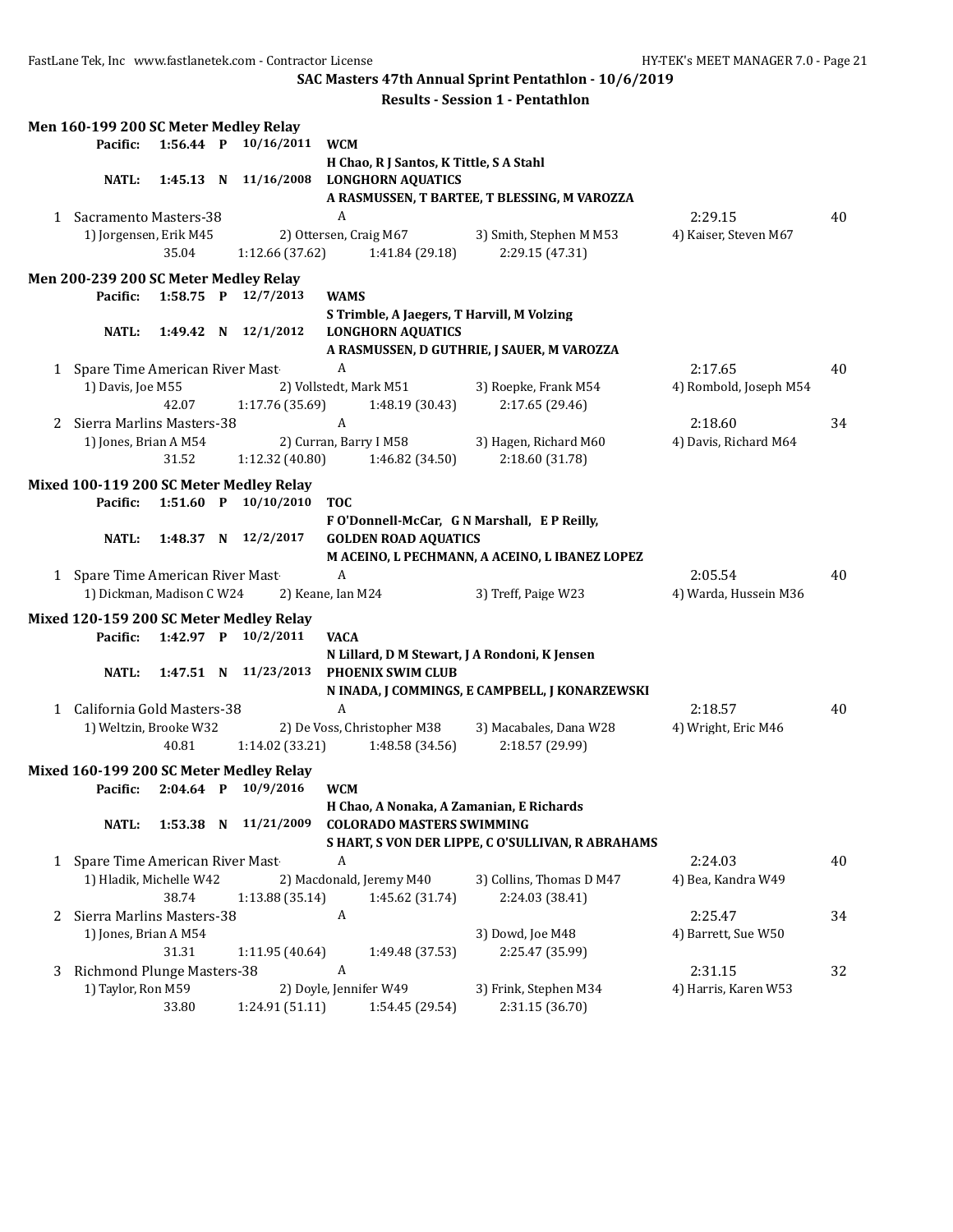SAC Masters 47th Annual Sprint Pentathlon - 10/6/2019

Results - Session 1 - Pentathlon

### Men 160-199 200 SC Meter Medley Relay

Pacific: 1:56.44 P 10/16/2011 WCM
H Chao, R J Santos, K Tittle, S A Stahl

NATL: 1:45.13 N 11/16/2008 LONGHORN AQUATICS
A RASMUSSEN, T BARTEE, T BLESSING, M VAROZZA

1 Sacramento Masters-38 A 2:29.15 40
1) Jorgensen, Erik M45 2) Ottersen, Craig M67 3) Smith, Stephen M M53 4) Kaiser, Steven M67
35.04 1:12.66 (37.62) 1:41.84 (29.18) 2:29.15 (47.31)

### Men 200-239 200 SC Meter Medley Relay

Pacific: 1:58.75 P 12/7/2013 WAMS
S Trimble, A Jaegers, T Harvill, M Volzing

NATL: 1:49.42 N 12/1/2012 LONGHORN AQUATICS
A RASMUSSEN, D GUTHRIE, J SAUER, M VAROZZA

1 Spare Time American River Mast A 2:17.65 40
1) Davis, Joe M55 2) Vollstedt, Mark M51 3) Roepke, Frank M54 4) Rombold, Joseph M54
42.07 1:17.76 (35.69) 1:48.19 (30.43) 2:17.65 (29.46)

2 Sierra Marlins Masters-38 A 2:18.60 34
1) Jones, Brian A M54 2) Curran, Barry I M58 3) Hagen, Richard M60 4) Davis, Richard M64
31.52 1:12.32 (40.80) 1:46.82 (34.50) 2:18.60 (31.78)

### Mixed 100-119 200 SC Meter Medley Relay

Pacific: 1:51.60 P 10/10/2010 TOC
F O'Donnell-McCar, G N Marshall, E P Reilly,

NATL: 1:48.37 N 12/2/2017 GOLDEN ROAD AQUATICS
M ACEINO, L PECHMANN, A ACEINO, L IBANEZ LOPEZ

1 Spare Time American River Mast A 2:05.54 40
1) Dickman, Madison C W24 2) Keane, Ian M24 3) Treff, Paige W23 4) Warda, Hussein M36

### Mixed 120-159 200 SC Meter Medley Relay

Pacific: 1:42.97 P 10/2/2011 VACA
N Lillard, D M Stewart, J A Rondoni, K Jensen

NATL: 1:47.51 N 11/23/2013 PHOENIX SWIM CLUB
N INADA, J COMMINGS, E CAMPBELL, J KONARZEWSKI

1 California Gold Masters-38 A 2:18.57 40
1) Weltzin, Brooke W32 2) De Voss, Christopher M38 3) Macabales, Dana W28 4) Wright, Eric M46
40.81 1:14.02 (33.21) 1:48.58 (34.56) 2:18.57 (29.99)

### Mixed 160-199 200 SC Meter Medley Relay

Pacific: 2:04.64 P 10/9/2016 WCM
H Chao, A Nonaka, A Zamanian, E Richards

NATL: 1:53.38 N 11/21/2009 COLORADO MASTERS SWIMMING
S HART, S VON DER LIPPE, C O'SULLIVAN, R ABRAHAMS

1 Spare Time American River Mast A 2:24.03 40
1) Hladik, Michelle W42 2) Macdonald, Jeremy M40 3) Collins, Thomas D M47 4) Bea, Kandra W49
38.74 1:13.88 (35.14) 1:45.62 (31.74) 2:24.03 (38.41)

2 Sierra Marlins Masters-38 A 2:25.47 34
1) Jones, Brian A M54 3) Dowd, Joe M48 4) Barrett, Sue W50
31.31 1:11.95 (40.64) 1:49.48 (37.53) 2:25.47 (35.99)

3 Richmond Plunge Masters-38 A 2:31.15 32
1) Taylor, Ron M59 2) Doyle, Jennifer W49 3) Frink, Stephen M34 4) Harris, Karen W53
33.80 1:24.91 (51.11) 1:54.45 (29.54) 2:31.15 (36.70)